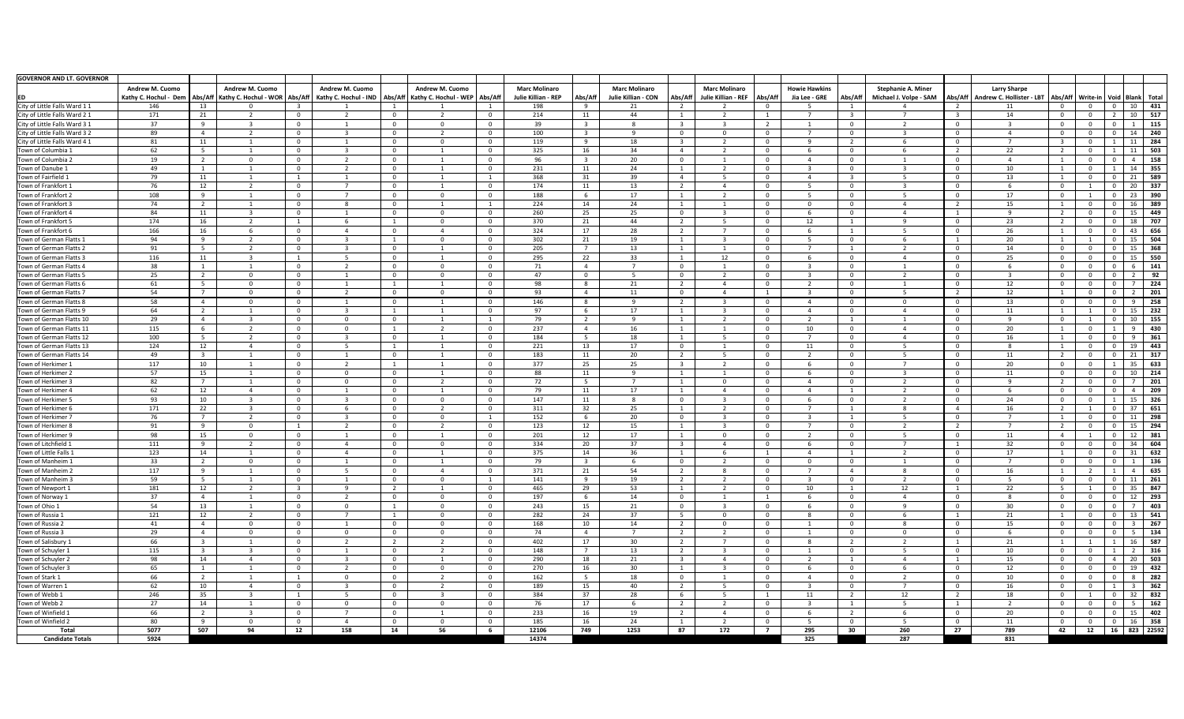| GOVERNOR AND LT. GOVERNOR | | | | | | | | | | | | | | | | | | | | | | | | | |
|---|---|---|---|---|---|---|---|---|---|---|---|---|---|---|---|---|---|---|---|---|---|---|---|---|---|
| | Andrew M. Cuomo | | Andrew M. Cuomo | | Andrew M. Cuomo | | Andrew M. Cuomo | | Marc Molinaro | | Marc Molinaro | | Marc Molinaro | | Howie Hawkins | | Stephanie A. Miner | | Larry Sharpe | | | | | | |
| ED | Kathy C. Hochul - Dem | Abs/Aff | Kathy C. Hochul - WOR | Abs/Aff | Kathy C. Hochul - IND | Abs/Aff | Kathy C. Hochul - WEP | Abs/Aff | Julie Killian - REP | Abs/Aff | Julie Killian - CON | Abs/Aff | Julie Killian - REF | Abs/Aff | Jia Lee - GRE | Abs/Aff | Michael J. Volpe - SAM | Abs/Aff | Andrew C. Hollister - LBT | Abs/Aff | Write-in | Void | Blank | Total |
| City of Little Falls Ward 1 1 | 146 | 13 | 0 | 3 | 1 | 1 | 1 | 1 | 198 | 9 | 21 | 2 | 2 | 0 | 5 | 1 | 4 | 2 | 11 | 0 | 0 | 0 | 10 | 431 |
| City of Little Falls Ward 2 1 | 171 | 21 | 2 | 0 | 2 | 0 | 2 | 0 | 214 | 11 | 44 | 1 | 2 | 1 | 7 | 3 | 7 | 3 | 14 | 0 | 0 | 2 | 10 | 517 |
| City of Little Falls Ward 3 1 | 37 | 9 | 3 | 0 | 1 | 0 | 0 | 0 | 39 | 3 | 8 | 3 | 3 | 2 | 1 | 0 | 2 | 0 | 3 | 0 | 0 | 0 | 1 | 115 |
| City of Little Falls Ward 3 2 | 89 | 4 | 2 | 0 | 3 | 0 | 2 | 0 | 100 | 3 | 9 | 0 | 0 | 0 | 7 | 0 | 3 | 0 | 4 | 0 | 0 | 0 | 14 | 240 |
| City of Little Falls Ward 4 1 | 81 | 11 | 1 | 0 | 1 | 0 | 0 | 0 | 119 | 9 | 18 | 3 | 2 | 0 | 9 | 2 | 6 | 0 | 7 | 3 | 0 | 1 | 11 | 284 |
| Town of Columbia 1 | 62 | 5 | 1 | 0 | 3 | 0 | 1 | 0 | 325 | 16 | 34 | 4 | 2 | 0 | 6 | 0 | 6 | 2 | 22 | 2 | 0 | 1 | 11 | 503 |
| Town of Columbia 2 | 19 | 2 | 0 | 0 | 2 | 0 | 1 | 0 | 96 | 3 | 20 | 0 | 1 | 0 | 4 | 0 | 1 | 0 | 4 | 1 | 0 | 0 | 4 | 158 |
| Town of Danube 1 | 49 | 1 | 1 | 0 | 2 | 0 | 1 | 0 | 231 | 11 | 24 | 1 | 2 | 0 | 3 | 0 | 3 | 0 | 10 | 1 | 0 | 1 | 14 | 355 |
| Town of Fairfield 1 | 79 | 11 | 1 | 1 | 1 | 0 | 1 | 1 | 368 | 31 | 39 | 4 | 5 | 0 | 4 | 3 | 5 | 0 | 13 | 1 | 0 | 0 | 21 | 589 |
| Town of Frankfort 1 | 76 | 12 | 2 | 0 | 7 | 0 | 1 | 0 | 174 | 11 | 13 | 2 | 4 | 0 | 5 | 0 | 3 | 0 | 6 | 0 | 1 | 0 | 20 | 337 |
| Town of Frankfort 2 | 108 | 9 | 1 | 0 | 7 | 0 | 0 | 0 | 188 | 6 | 17 | 1 | 2 | 0 | 5 | 0 | 5 | 0 | 17 | 0 | 1 | 0 | 23 | 390 |
| Town of Frankfort 3 | 74 | 2 | 1 | 0 | 8 | 0 | 1 | 1 | 224 | 14 | 24 | 1 | 1 | 0 | 0 | 0 | 4 | 2 | 15 | 1 | 0 | 0 | 16 | 389 |
| Town of Frankfort 4 | 84 | 11 | 3 | 0 | 1 | 0 | 0 | 0 | 260 | 25 | 25 | 0 | 3 | 0 | 6 | 0 | 4 | 1 | 9 | 2 | 0 | 0 | 15 | 449 |
| Town of Frankfort 5 | 174 | 16 | 2 | 1 | 6 | 1 | 0 | 0 | 370 | 21 | 44 | 2 | 5 | 0 | 12 | 1 | 9 | 0 | 23 | 2 | 0 | 0 | 18 | 707 |
| Town of Frankfort 6 | 166 | 16 | 6 | 0 | 4 | 0 | 4 | 0 | 324 | 17 | 28 | 2 | 7 | 0 | 6 | 1 | 5 | 0 | 26 | 1 | 0 | 0 | 43 | 656 |
| Town of German Flatts 1 | 94 | 9 | 2 | 0 | 3 | 1 | 0 | 0 | 302 | 21 | 19 | 1 | 3 | 0 | 5 | 0 | 6 | 1 | 20 | 1 | 1 | 0 | 15 | 504 |
| Town of German Flatts 2 | 91 | 5 | 2 | 0 | 3 | 0 | 1 | 0 | 205 | 7 | 13 | 1 | 1 | 0 | 7 | 1 | 2 | 0 | 14 | 0 | 0 | 0 | 15 | 368 |
| Town of German Flatts 3 | 116 | 11 | 3 | 1 | 5 | 0 | 1 | 0 | 295 | 22 | 33 | 1 | 12 | 0 | 6 | 0 | 4 | 0 | 25 | 0 | 0 | 0 | 15 | 550 |
| Town of German Flatts 4 | 38 | 1 | 1 | 0 | 2 | 0 | 0 | 0 | 71 | 4 | 7 | 0 | 1 | 0 | 3 | 0 | 1 | 0 | 6 | 0 | 0 | 0 | 6 | 141 |
| Town of German Flatts 5 | 25 | 2 | 0 | 0 | 1 | 0 | 0 | 0 | 47 | 0 | 5 | 0 | 2 | 0 | 3 | 0 | 2 | 0 | 3 | 0 | 0 | 0 | 2 | 92 |
| Town of German Flatts 6 | 61 | 5 | 0 | 0 | 1 | 1 | 1 | 0 | 98 | 8 | 21 | 2 | 4 | 0 | 2 | 0 | 1 | 0 | 12 | 0 | 0 | 0 | 7 | 224 |
| Town of German Flatts 7 | 54 | 7 | 0 | 0 | 2 | 0 | 0 | 0 | 93 | 4 | 11 | 0 | 4 | 1 | 3 | 0 | 5 | 2 | 12 | 1 | 0 | 0 | 2 | 201 |
| Town of German Flatts 8 | 58 | 4 | 0 | 0 | 1 | 0 | 1 | 0 | 146 | 8 | 9 | 2 | 3 | 0 | 4 | 0 | 0 | 0 | 13 | 0 | 0 | 0 | 9 | 258 |
| Town of German Flatts 9 | 64 | 2 | 1 | 0 | 3 | 1 | 1 | 0 | 97 | 6 | 17 | 1 | 3 | 0 | 4 | 0 | 4 | 0 | 11 | 1 | 1 | 0 | 15 | 232 |
| Town of German Flatts 10 | 29 | 4 | 3 | 0 | 0 | 0 | 1 | 1 | 79 | 2 | 9 | 1 | 2 | 0 | 2 | 1 | 1 | 0 | 9 | 0 | 1 | 0 | 10 | 155 |
| Town of German Flatts 11 | 115 | 6 | 2 | 0 | 0 | 1 | 2 | 0 | 237 | 4 | 16 | 1 | 1 | 0 | 10 | 0 | 4 | 0 | 20 | 1 | 0 | 1 | 9 | 430 |
| Town of German Flatts 12 | 100 | 5 | 2 | 0 | 3 | 0 | 1 | 0 | 184 | 5 | 18 | 1 | 5 | 0 | 7 | 0 | 4 | 0 | 16 | 1 | 0 | 0 | 9 | 361 |
| Town of German Flatts 13 | 124 | 12 | 4 | 0 | 5 | 1 | 1 | 0 | 221 | 13 | 17 | 0 | 1 | 0 | 11 | 0 | 5 | 0 | 8 | 1 | 0 | 0 | 19 | 443 |
| Town of German Flatts 14 | 49 | 3 | 1 | 0 | 1 | 0 | 1 | 0 | 183 | 11 | 20 | 2 | 5 | 0 | 2 | 0 | 5 | 0 | 11 | 2 | 0 | 0 | 21 | 317 |
| Town of Herkimer 1 | 117 | 10 | 1 | 0 | 2 | 1 | 1 | 0 | 377 | 25 | 25 | 3 | 2 | 0 | 6 | 0 | 7 | 0 | 20 | 0 | 0 | 1 | 35 | 633 |
| Town of Herkimer 2 | 57 | 15 | 1 | 0 | 0 | 0 | 1 | 0 | 88 | 11 | 9 | 1 | 1 | 0 | 6 | 0 | 3 | 0 | 11 | 0 | 0 | 0 | 10 | 214 |
| Town of Herkimer 3 | 82 | 7 | 1 | 0 | 0 | 0 | 2 | 0 | 72 | 5 | 7 | 1 | 0 | 0 | 4 | 0 | 2 | 0 | 9 | 2 | 0 | 0 | 7 | 201 |
| Town of Herkimer 4 | 62 | 12 | 4 | 0 | 1 | 0 | 1 | 0 | 79 | 11 | 17 | 1 | 4 | 0 | 4 | 1 | 2 | 0 | 6 | 0 | 0 | 0 | 4 | 209 |
| Town of Herkimer 5 | 93 | 10 | 3 | 0 | 3 | 0 | 0 | 0 | 147 | 11 | 8 | 0 | 3 | 0 | 6 | 0 | 2 | 0 | 24 | 0 | 0 | 1 | 15 | 326 |
| Town of Herkimer 6 | 171 | 22 | 3 | 0 | 6 | 0 | 2 | 0 | 311 | 32 | 25 | 1 | 2 | 0 | 7 | 1 | 8 | 4 | 16 | 2 | 1 | 0 | 37 | 651 |
| Town of Herkimer 7 | 76 | 7 | 2 | 0 | 3 | 0 | 0 | 1 | 152 | 6 | 20 | 0 | 3 | 0 | 3 | 1 | 5 | 0 | 7 | 1 | 0 | 0 | 11 | 298 |
| Town of Herkimer 8 | 91 | 9 | 0 | 1 | 2 | 0 | 2 | 0 | 123 | 12 | 15 | 1 | 3 | 0 | 7 | 0 | 2 | 2 | 7 | 2 | 0 | 0 | 15 | 294 |
| Town of Herkimer 9 | 98 | 15 | 0 | 0 | 1 | 0 | 1 | 0 | 201 | 12 | 17 | 1 | 0 | 0 | 2 | 0 | 5 | 0 | 11 | 4 | 1 | 0 | 12 | 381 |
| Town of Litchfield 1 | 111 | 9 | 2 | 0 | 4 | 0 | 0 | 0 | 334 | 20 | 37 | 3 | 4 | 0 | 6 | 0 | 7 | 1 | 32 | 0 | 0 | 0 | 34 | 604 |
| Town of Little Falls 1 | 123 | 14 | 1 | 0 | 4 | 0 | 1 | 0 | 375 | 14 | 36 | 1 | 6 | 1 | 4 | 1 | 2 | 0 | 17 | 1 | 0 | 0 | 31 | 632 |
| Town of Manheim 1 | 33 | 2 | 0 | 0 | 1 | 0 | 1 | 0 | 79 | 3 | 6 | 0 | 2 | 0 | 0 | 0 | 1 | 0 | 7 | 0 | 0 | 0 | 1 | 136 |
| Town of Manheim 2 | 117 | 9 | 1 | 0 | 5 | 0 | 4 | 0 | 371 | 21 | 54 | 2 | 8 | 0 | 7 | 4 | 8 | 0 | 16 | 1 | 2 | 1 | 4 | 635 |
| Town of Manheim 3 | 59 | 5 | 1 | 0 | 1 | 0 | 0 | 1 | 141 | 9 | 19 | 2 | 2 | 0 | 3 | 0 | 2 | 0 | 5 | 0 | 0 | 0 | 11 | 261 |
| Town of Newport 1 | 181 | 12 | 2 | 3 | 9 | 2 | 1 | 0 | 465 | 29 | 53 | 1 | 2 | 0 | 10 | 1 | 12 | 1 | 22 | 5 | 1 | 0 | 35 | 847 |
| Town of Norway 1 | 37 | 4 | 1 | 0 | 2 | 0 | 0 | 0 | 197 | 6 | 14 | 0 | 1 | 1 | 6 | 0 | 4 | 0 | 8 | 0 | 0 | 0 | 12 | 293 |
| Town of Ohio 1 | 54 | 13 | 1 | 0 | 0 | 1 | 0 | 0 | 243 | 15 | 21 | 0 | 3 | 0 | 6 | 0 | 9 | 0 | 30 | 0 | 0 | 0 | 7 | 403 |
| Town of Russia 1 | 121 | 12 | 2 | 0 | 7 | 1 | 0 | 0 | 282 | 24 | 37 | 5 | 0 | 0 | 8 | 0 | 6 | 1 | 21 | 1 | 0 | 0 | 13 | 541 |
| Town of Russia 2 | 41 | 4 | 0 | 0 | 1 | 0 | 0 | 0 | 168 | 10 | 14 | 2 | 0 | 0 | 1 | 0 | 8 | 0 | 15 | 0 | 0 | 0 | 3 | 267 |
| Town of Russia 3 | 29 | 4 | 0 | 0 | 0 | 0 | 0 | 0 | 74 | 4 | 7 | 2 | 2 | 0 | 1 | 0 | 0 | 0 | 6 | 0 | 0 | 0 | 5 | 134 |
| Town of Salisbury 1 | 66 | 3 | 1 | 0 | 2 | 2 | 2 | 0 | 402 | 17 | 30 | 2 | 7 | 0 | 8 | 2 | 2 | 1 | 21 | 1 | 1 | 1 | 16 | 587 |
| Town of Schuyler 1 | 115 | 3 | 3 | 0 | 1 | 0 | 2 | 0 | 148 | 7 | 13 | 2 | 3 | 0 | 1 | 0 | 5 | 0 | 10 | 0 | 0 | 1 | 2 | 316 |
| Town of Schuyler 2 | 98 | 14 | 4 | 0 | 3 | 0 | 1 | 0 | 290 | 18 | 21 | 3 | 4 | 0 | 2 | 1 | 4 | 1 | 15 | 0 | 0 | 4 | 20 | 503 |
| Town of Schuyler 3 | 65 | 1 | 1 | 0 | 2 | 0 | 0 | 0 | 270 | 16 | 30 | 1 | 3 | 0 | 6 | 0 | 6 | 0 | 12 | 0 | 0 | 0 | 19 | 432 |
| Town of Stark 1 | 66 | 2 | 1 | 1 | 0 | 0 | 2 | 0 | 162 | 5 | 18 | 0 | 1 | 0 | 4 | 0 | 2 | 0 | 10 | 0 | 0 | 0 | 8 | 282 |
| Town of Warren 1 | 62 | 10 | 4 | 0 | 3 | 0 | 2 | 0 | 189 | 15 | 40 | 2 | 5 | 0 | 3 | 0 | 7 | 0 | 16 | 0 | 0 | 1 | 3 | 362 |
| Town of Webb 1 | 246 | 35 | 3 | 1 | 5 | 0 | 3 | 0 | 384 | 37 | 28 | 6 | 5 | 1 | 11 | 2 | 12 | 2 | 18 | 0 | 1 | 0 | 32 | 832 |
| Town of Webb 2 | 27 | 14 | 1 | 0 | 0 | 0 | 0 | 0 | 76 | 17 | 6 | 2 | 2 | 0 | 3 | 1 | 5 | 1 | 2 | 0 | 0 | 0 | 5 | 162 |
| Town of Winfield 1 | 66 | 2 | 3 | 0 | 7 | 0 | 1 | 0 | 233 | 16 | 19 | 2 | 4 | 0 | 6 | 2 | 6 | 0 | 20 | 0 | 0 | 0 | 15 | 402 |
| Town of Winfield 2 | 80 | 9 | 0 | 0 | 4 | 0 | 0 | 0 | 185 | 16 | 24 | 1 | 2 | 0 | 5 | 0 | 5 | 0 | 11 | 0 | 0 | 0 | 16 | 358 |
| Total | 5077 | 507 | 94 | 12 | 158 | 14 | 56 | 6 | 12106 | 749 | 1253 | 87 | 172 | 7 | 295 | 30 | 260 | 27 | 789 | 42 | 12 | 16 | 823 | 22592 |
| Candidate Totals | 5924 | | | | | | | | 14374 | | | | | | 325 | | 287 | | 831 | | | | | |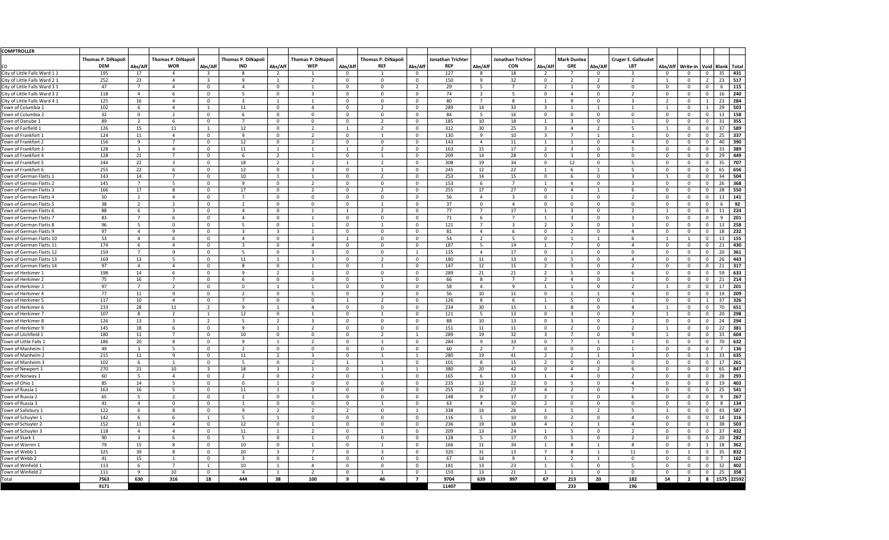| COMPTROLLER | | | | | | | | | | | | | | | | | | | | | | | | |
|---|---|---|---|---|---|---|---|---|---|---|---|---|---|---|---|---|---|---|---|---|---|---|---|---|
| | Thomas P. DiNapoli | | Thomas P. DiNapoli | | Thomas P. DiNapoli | | Thomas P. DiNapoli | | Thomas P. DiNapoli | | Jonathan Trichter | | Jonathan Trichter | | Mark Dunlea | | Cruger E. Gallaudet | | | | | | |
| ED | DEM | Abs/Aff | WOR | Abs/Aff | IND | Abs/Aff | WEP | Abs/Aff | REF | Abs/Aff | REP | Abs/Aff | CON | Abs/Aff | GRE | Abs/Aff | LBT | Abs/Aff | Write-in | Void | Blank | Total |
| City of Little Falls Ward 1 1 | 195 | 17 | 4 | 3 | 8 | 2 | 1 | 0 | 1 | 0 | 127 | 8 | 18 | 2 | 7 | 0 | 3 | 0 | 0 | 0 | 35 | 431 |
| City of Little Falls Ward 2 1 | 252 | 23 | 4 | 3 | 9 | 1 | 2 | 0 | 0 | 0 | 150 | 9 | 32 | 0 | 2 | 2 | 2 | 1 | 0 | 2 | 23 | 517 |
| City of Little Falls Ward 3 1 | 47 | 7 | 4 | 0 | 4 | 0 | 1 | 0 | 0 | 2 | 29 | 5 | 7 | 2 | 1 | 0 | 0 | 0 | 0 | 0 | 6 | 115 |
| City of Little Falls Ward 3 2 | 118 | 4 | 6 | 0 | 5 | 0 | 3 | 0 | 0 | 0 | 74 | 3 | 5 | 0 | 4 | 0 | 2 | 0 | 0 | 0 | 16 | 240 |
| City of Little Falls Ward 4 1 | 125 | 16 | 4 | 0 | 3 | 1 | 1 | 0 | 0 | 0 | 80 | 7 | 8 | 1 | 9 | 0 | 3 | 2 | 0 | 1 | 23 | 284 |
| Town of Columbia 1 | 102 | 6 | 4 | 1 | 11 | 0 | 4 | 0 | 2 | 0 | 289 | 14 | 33 | 3 | 1 | 1 | 1 | 1 | 0 | 1 | 29 | 503 |
| Town of Columbia 2 | 32 | 0 | 2 | 0 | 6 | 0 | 0 | 0 | 0 | 0 | 84 | 5 | 16 | 0 | 0 | 0 | 0 | 0 | 0 | 0 | 13 | 158 |
| Town of Danube 1 | 89 | 2 | 6 | 0 | 7 | 0 | 0 | 0 | 2 | 0 | 185 | 10 | 18 | 1 | 3 | 0 | 1 | 0 | 0 | 0 | 31 | 355 |
| Town of Fairfield 1 | 126 | 15 | 11 | 1 | 12 | 0 | 2 | 1 | 2 | 0 | 312 | 30 | 25 | 3 | 4 | 2 | 5 | 1 | 0 | 0 | 37 | 589 |
| Town of Frankfort 1 | 124 | 11 | 4 | 0 | 9 | 0 | 2 | 0 | 1 | 0 | 130 | 9 | 10 | 3 | 7 | 1 | 1 | 0 | 0 | 0 | 25 | 337 |
| Town of Frankfort 2 | 156 | 9 | 7 | 0 | 12 | 0 | 2 | 0 | 0 | 0 | 143 | 4 | 11 | 1 | 1 | 0 | 4 | 0 | 0 | 0 | 40 | 390 |
| Town of Frankfort 3 | 128 | 3 | 4 | 0 | 11 | 1 | 1 | 1 | 2 | 0 | 163 | 15 | 17 | 2 | 3 | 0 | 5 | 0 | 0 | 0 | 33 | 389 |
| Town of Frankfort 4 | 128 | 21 | 7 | 0 | 6 | 2 | 1 | 0 | 1 | 0 | 209 | 14 | 28 | 0 | 3 | 0 | 0 | 0 | 0 | 0 | 29 | 449 |
| Town of Frankfort 5 | 244 | 22 | 3 | 0 | 18 | 2 | 2 | 1 | 2 | 0 | 308 | 19 | 34 | 0 | 12 | 0 | 5 | 0 | 0 | 0 | 35 | 707 |
| Town of Frankfort 6 | 255 | 22 | 6 | 0 | 12 | 0 | 3 | 0 | 1 | 0 | 245 | 12 | 22 | 1 | 6 | 1 | 5 | 0 | 0 | 0 | 65 | 656 |
| Town of German Flatts 1 | 143 | 14 | 7 | 0 | 10 | 1 | 1 | 0 | 2 | 0 | 253 | 14 | 15 | 0 | 6 | 0 | 3 | 1 | 0 | 0 | 34 | 504 |
| Town of German Flatts 2 | 145 | 7 | 5 | 0 | 9 | 0 | 2 | 0 | 0 | 0 | 153 | 6 | 7 | 1 | 4 | 0 | 3 | 0 | 0 | 0 | 26 | 368 |
| Town of German Flatts 3 | 166 | 17 | 8 | 0 | 17 | 0 | 2 | 0 | 2 | 0 | 255 | 17 | 27 | 0 | 4 | 1 | 6 | 0 | 0 | 0 | 28 | 550 |
| Town of German Flatts 4 | 50 | 1 | 4 | 0 | 7 | 0 | 0 | 0 | 0 | 0 | 56 | 4 | 3 | 0 | 1 | 0 | 2 | 0 | 0 | 0 | 13 | 141 |
| Town of German Flatts 5 | 38 | 2 | 2 | 0 | 2 | 0 | 0 | 0 | 1 | 0 | 37 | 0 | 4 | 0 | 0 | 0 | 0 | 0 | 0 | 0 | 6 | 92 |
| Town of German Flatts 6 | 88 | 6 | 3 | 0 | 4 | 0 | 1 | 1 | 2 | 0 | 77 | 7 | 17 | 1 | 3 | 0 | 2 | 1 | 0 | 0 | 11 | 224 |
| Town of German Flatts 7 | 83 | 7 | 6 | 0 | 4 | 0 | 1 | 0 | 0 | 0 | 71 | 6 | 7 | 1 | 3 | 0 | 3 | 0 | 0 | 0 | 9 | 201 |
| Town of German Flatts 8 | 96 | 5 | 0 | 0 | 5 | 0 | 1 | 0 | 1 | 0 | 121 | 7 | 3 | 2 | 3 | 0 | 1 | 0 | 0 | 0 | 13 | 258 |
| Town of German Flatts 9 | 97 | 4 | 9 | 0 | 3 | 3 | 1 | 0 | 0 | 0 | 81 | 4 | 6 | 0 | 2 | 0 | 4 | 0 | 0 | 0 | 18 | 232 |
| Town of German Flatts 10 | 53 | 4 | 6 | 0 | 4 | 0 | 3 | 1 | 0 | 0 | 54 | 2 | 5 | 0 | 1 | 1 | 6 | 1 | 1 | 0 | 13 | 155 |
| Town of German Flatts 11 | 174 | 6 | 4 | 0 | 3 | 0 | 4 | 0 | 0 | 0 | 187 | 5 | 14 | 1 | 7 | 0 | 4 | 0 | 0 | 0 | 21 | 430 |
| Town of German Flatts 12 | 159 | 7 | 9 | 0 | 5 | 0 | 3 | 0 | 0 | 1 | 135 | 4 | 17 | 0 | 1 | 0 | 0 | 0 | 0 | 0 | 20 | 361 |
| Town of German Flatts 13 | 169 | 13 | 5 | 0 | 11 | 1 | 3 | 0 | 2 | 0 | 180 | 11 | 13 | 0 | 5 | 0 | 4 | 0 | 0 | 0 | 26 | 443 |
| Town of German Flatts 14 | 97 | 4 | 4 | 0 | 8 | 0 | 1 | 0 | 1 | 0 | 147 | 12 | 15 | 2 | 3 | 0 | 2 | 0 | 0 | 0 | 21 | 317 |
| Town of Herkimer 1 | 198 | 14 | 6 | 0 | 9 | 2 | 1 | 0 | 0 | 0 | 289 | 21 | 21 | 2 | 5 | 0 | 6 | 0 | 0 | 0 | 59 | 633 |
| Town of Herkimer 2 | 75 | 16 | 7 | 0 | 6 | 0 | 0 | 0 | 1 | 0 | 66 | 8 | 7 | 2 | 4 | 0 | 1 | 0 | 0 | 0 | 21 | 214 |
| Town of Herkimer 3 | 97 | 7 | 2 | 0 | 0 | 1 | 1 | 0 | 0 | 0 | 58 | 4 | 9 | 1 | 1 | 0 | 2 | 1 | 0 | 0 | 17 | 201 |
| Town of Herkimer 4 | 77 | 11 | 9 | 0 | 2 | 0 | 5 | 0 | 3 | 0 | 56 | 10 | 11 | 0 | 1 | 1 | 4 | 0 | 0 | 0 | 19 | 209 |
| Town of Herkimer 5 | 117 | 10 | 4 | 0 | 7 | 0 | 0 | 1 | 2 | 0 | 126 | 8 | 6 | 1 | 5 | 0 | 1 | 0 | 0 | 1 | 37 | 326 |
| Town of Herkimer 6 | 233 | 28 | 11 | 2 | 9 | 1 | 4 | 0 | 0 | 0 | 234 | 30 | 15 | 1 | 8 | 0 | 4 | 1 | 0 | 0 | 70 | 651 |
| Town of Herkimer 7 | 107 | 8 | 2 | 1 | 12 | 0 | 1 | 0 | 1 | 0 | 121 | 5 | 13 | 0 | 3 | 0 | 3 | 1 | 0 | 0 | 20 | 298 |
| Town of Herkimer 8 | 126 | 13 | 3 | 2 | 5 | 2 | 3 | 0 | 0 | 0 | 88 | 10 | 13 | 0 | 3 | 0 | 2 | 0 | 0 | 0 | 24 | 294 |
| Town of Herkimer 9 | 145 | 18 | 6 | 0 | 9 | 1 | 2 | 0 | 0 | 0 | 151 | 11 | 11 | 0 | 2 | 0 | 2 | 1 | 0 | 0 | 22 | 381 |
| Town of Litchfield 1 | 180 | 11 | 7 | 0 | 10 | 0 | 0 | 0 | 2 | 1 | 289 | 19 | 32 | 3 | 7 | 0 | 9 | 1 | 0 | 0 | 33 | 604 |
| Town of Little Falls 1 | 186 | 20 | 8 | 0 | 9 | 1 | 2 | 0 | 1 | 0 | 284 | 9 | 33 | 0 | 7 | 1 | 1 | 0 | 0 | 0 | 70 | 632 |
| Town of Manheim 1 | 49 | 3 | 5 | 0 | 2 | 0 | 0 | 0 | 0 | 0 | 60 | 2 | 7 | 0 | 0 | 0 | 1 | 0 | 0 | 0 | 7 | 136 |
| Town of Manheim 2 | 215 | 11 | 9 | 0 | 11 | 2 | 3 | 0 | 1 | 1 | 280 | 19 | 41 | 2 | 2 | 1 | 3 | 0 | 0 | 1 | 33 | 635 |
| Town of Manheim 3 | 102 | 6 | 1 | 0 | 5 | 0 | 2 | 1 | 1 | 0 | 101 | 8 | 15 | 2 | 0 | 0 | 0 | 0 | 0 | 0 | 17 | 261 |
| Town of Newport 1 | 270 | 21 | 10 | 3 | 18 | 3 | 1 | 0 | 1 | 1 | 380 | 20 | 42 | 0 | 4 | 2 | 6 | 0 | 0 | 0 | 65 | 847 |
| Town of Norway 1 | 60 | 5 | 4 | 0 | 2 | 0 | 2 | 0 | 1 | 0 | 165 | 6 | 13 | 1 | 4 | 0 | 2 | 0 | 0 | 0 | 28 | 293 |
| Town of Ohio 1 | 85 | 14 | 5 | 0 | 0 | 1 | 0 | 0 | 0 | 0 | 235 | 13 | 22 | 0 | 5 | 0 | 4 | 0 | 0 | 0 | 19 | 403 |
| Town of Russia 1 | 163 | 16 | 5 | 0 | 11 | 1 | 3 | 0 | 0 | 0 | 255 | 22 | 27 | 4 | 2 | 0 | 7 | 0 | 0 | 0 | 25 | 541 |
| Town of Russia 2 | 65 | 5 | 2 | 0 | 2 | 0 | 1 | 0 | 0 | 0 | 148 | 9 | 17 | 2 | 1 | 0 | 6 | 0 | 0 | 0 | 9 | 267 |
| Town of Russia 3 | 41 | 4 | 0 | 0 | 1 | 0 | 0 | 0 | 1 | 0 | 63 | 4 | 10 | 2 | 0 | 0 | 0 | 0 | 0 | 0 | 8 | 134 |
| Town of Salisbury 1 | 122 | 6 | 8 | 0 | 9 | 2 | 2 | 2 | 0 | 1 | 338 | 14 | 26 | 1 | 5 | 2 | 5 | 1 | 0 | 0 | 43 | 587 |
| Town of Schuyler 1 | 142 | 6 | 6 | 1 | 5 | 1 | 0 | 0 | 0 | 0 | 116 | 5 | 10 | 0 | 2 | 0 | 4 | 0 | 0 | 0 | 18 | 316 |
| Town of Schuyler 2 | 152 | 11 | 4 | 0 | 12 | 0 | 1 | 0 | 0 | 0 | 236 | 19 | 18 | 4 | 2 | 1 | 4 | 0 | 0 | 1 | 38 | 503 |
| Town of Schuyler 3 | 118 | 4 | 4 | 0 | 11 | 1 | 2 | 0 | 1 | 0 | 209 | 13 | 24 | 1 | 5 | 0 | 2 | 0 | 0 | 0 | 37 | 432 |
| Town of Stark 1 | 90 | 3 | 6 | 0 | 5 | 0 | 1 | 0 | 0 | 0 | 128 | 5 | 17 | 0 | 5 | 0 | 2 | 0 | 0 | 0 | 20 | 282 |
| Town of Warren 1 | 79 | 15 | 8 | 0 | 10 | 0 | 1 | 0 | 1 | 0 | 166 | 11 | 34 | 1 | 8 | 1 | 8 | 0 | 0 | 1 | 18 | 362 |
| Town of Webb 1 | 325 | 39 | 8 | 0 | 20 | 3 | 7 | 0 | 3 | 0 | 320 | 31 | 13 | 7 | 8 | 1 | 11 | 0 | 1 | 0 | 35 | 832 |
| Town of Webb 2 | 41 | 15 | 1 | 0 | 3 | 0 | 1 | 0 | 0 | 0 | 67 | 14 | 9 | 1 | 2 | 1 | 0 | 0 | 0 | 0 | 7 | 162 |
| Town of Winfield 1 | 113 | 6 | 7 | 1 | 10 | 1 | 4 | 0 | 0 | 0 | 181 | 13 | 23 | 1 | 5 | 0 | 5 | 0 | 0 | 0 | 32 | 402 |
| Town of Winfield 2 | 111 | 9 | 10 | 0 | 4 | 1 | 2 | 0 | 1 | 0 | 159 | 13 | 21 | 1 | 1 | 0 | 0 | 0 | 0 | 0 | 25 | 358 |
| Total | 7563 | 630 | 316 | 18 | 444 | 38 | 100 | 9 | 46 | 7 | 9704 | 639 | 997 | 67 | 213 | 20 | 182 | 14 | 2 | 8 | 1575 | 22592 |
| | 9171 | | | | | | | | | | 11407 | | | | 233 | | 196 | | | | | |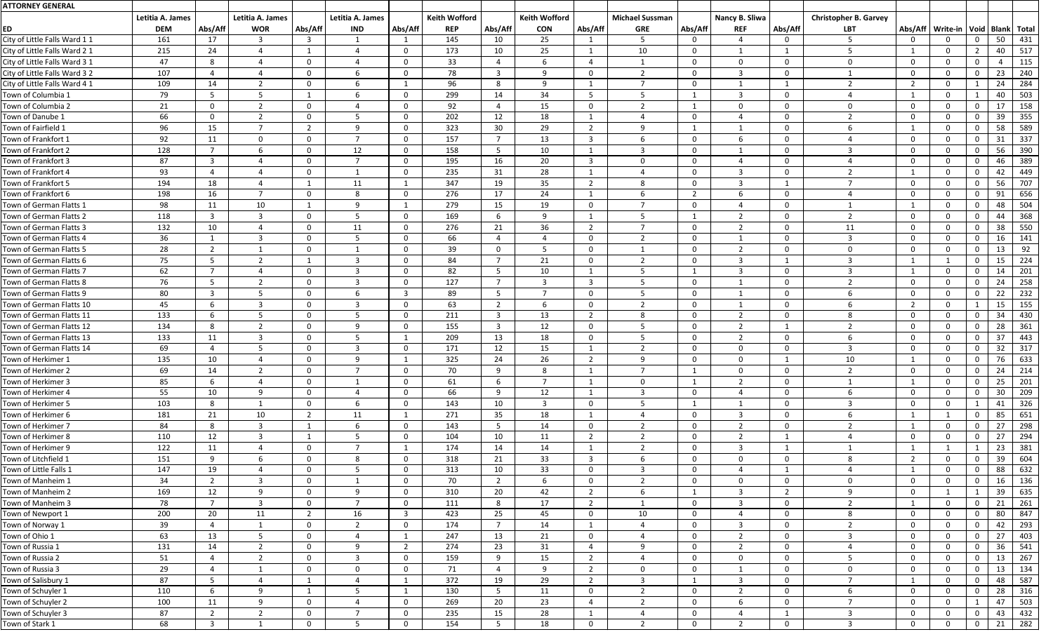| ATTORNEY GENERAL | | | | | | | | | | | | | | | | | | | | |
|---|---|---|---|---|---|---|---|---|---|---|---|---|---|---|---|---|---|---|---|---|
| | Letitia A. James | | Letitia A. James | | Letitia A. James | | Keith Wofford | | Keith Wofford | | Michael Sussman | | Nancy B. Sliwa | | Christopher B. Garvey | | | | | |
| ED | DEM | Abs/Aff | WOR | Abs/Aff | IND | Abs/Aff | REP | Abs/Aff | CON | Abs/Aff | GRE | Abs/Aff | REF | Abs/Aff | LBT | Abs/Aff | Write-in | Void | Blank | Total |
| City of Little Falls Ward 1 1 | 161 | 17 | 3 | 3 | 1 | 1 | 145 | 10 | 25 | 1 | 5 | 0 | 4 | 0 | 5 | 0 | 0 | 0 | 50 | 431 |
| City of Little Falls Ward 2 1 | 215 | 24 | 4 | 1 | 4 | 0 | 173 | 10 | 25 | 1 | 10 | 0 | 1 | 1 | 5 | 1 | 0 | 2 | 40 | 517 |
| City of Little Falls Ward 3 1 | 47 | 8 | 4 | 0 | 4 | 0 | 33 | 4 | 6 | 4 | 1 | 0 | 0 | 0 | 0 | 0 | 0 | 0 | 4 | 115 |
| City of Little Falls Ward 3 2 | 107 | 4 | 4 | 0 | 6 | 0 | 78 | 3 | 9 | 0 | 2 | 0 | 3 | 0 | 1 | 0 | 0 | 0 | 23 | 240 |
| City of Little Falls Ward 4 1 | 109 | 14 | 2 | 0 | 6 | 1 | 96 | 8 | 9 | 1 | 7 | 0 | 1 | 1 | 2 | 2 | 0 | 1 | 24 | 284 |
| Town of Columbia 1 | 79 | 5 | 5 | 1 | 6 | 0 | 299 | 14 | 34 | 5 | 5 | 1 | 3 | 0 | 4 | 1 | 0 | 1 | 40 | 503 |
| Town of Columbia 2 | 21 | 0 | 2 | 0 | 4 | 0 | 92 | 4 | 15 | 0 | 2 | 1 | 0 | 0 | 0 | 0 | 0 | 0 | 17 | 158 |
| Town of Danube 1 | 66 | 0 | 2 | 0 | 5 | 0 | 202 | 12 | 18 | 1 | 4 | 0 | 4 | 0 | 2 | 0 | 0 | 0 | 39 | 355 |
| Town of Fairfield 1 | 96 | 15 | 7 | 2 | 9 | 0 | 323 | 30 | 29 | 2 | 9 | 1 | 1 | 0 | 6 | 1 | 0 | 0 | 58 | 589 |
| Town of Frankfort 1 | 92 | 11 | 0 | 0 | 7 | 0 | 157 | 7 | 13 | 3 | 6 | 0 | 6 | 0 | 4 | 0 | 0 | 0 | 31 | 337 |
| Town of Frankfort 2 | 128 | 7 | 6 | 0 | 12 | 0 | 158 | 5 | 10 | 1 | 3 | 0 | 1 | 0 | 3 | 0 | 0 | 0 | 56 | 390 |
| Town of Frankfort 3 | 87 | 3 | 4 | 0 | 7 | 0 | 195 | 16 | 20 | 3 | 0 | 0 | 4 | 0 | 4 | 0 | 0 | 0 | 46 | 389 |
| Town of Frankfort 4 | 93 | 4 | 4 | 0 | 1 | 0 | 235 | 31 | 28 | 1 | 4 | 0 | 3 | 0 | 2 | 1 | 0 | 0 | 42 | 449 |
| Town of Frankfort 5 | 194 | 18 | 4 | 1 | 11 | 1 | 347 | 19 | 35 | 2 | 8 | 0 | 3 | 1 | 7 | 0 | 0 | 0 | 56 | 707 |
| Town of Frankfort 6 | 198 | 16 | 7 | 0 | 8 | 0 | 276 | 17 | 24 | 1 | 6 | 2 | 6 | 0 | 4 | 0 | 0 | 0 | 91 | 656 |
| Town of German Flatts 1 | 98 | 11 | 10 | 1 | 9 | 1 | 279 | 15 | 19 | 0 | 7 | 0 | 4 | 0 | 1 | 1 | 0 | 0 | 48 | 504 |
| Town of German Flatts 2 | 118 | 3 | 3 | 0 | 5 | 0 | 169 | 6 | 9 | 1 | 5 | 1 | 2 | 0 | 2 | 0 | 0 | 0 | 44 | 368 |
| Town of German Flatts 3 | 132 | 10 | 4 | 0 | 11 | 0 | 276 | 21 | 36 | 2 | 7 | 0 | 2 | 0 | 11 | 0 | 0 | 0 | 38 | 550 |
| Town of German Flatts 4 | 36 | 1 | 3 | 0 | 5 | 0 | 66 | 4 | 4 | 0 | 2 | 0 | 1 | 0 | 3 | 0 | 0 | 0 | 16 | 141 |
| Town of German Flatts 5 | 28 | 2 | 1 | 0 | 1 | 0 | 39 | 0 | 5 | 0 | 1 | 0 | 2 | 0 | 0 | 0 | 0 | 0 | 13 | 92 |
| Town of German Flatts 6 | 75 | 5 | 2 | 1 | 3 | 0 | 84 | 7 | 21 | 0 | 2 | 0 | 3 | 1 | 3 | 1 | 1 | 0 | 15 | 224 |
| Town of German Flatts 7 | 62 | 7 | 4 | 0 | 3 | 0 | 82 | 5 | 10 | 1 | 5 | 1 | 3 | 0 | 3 | 1 | 0 | 0 | 14 | 201 |
| Town of German Flatts 8 | 76 | 5 | 2 | 0 | 3 | 0 | 127 | 7 | 3 | 3 | 5 | 0 | 1 | 0 | 2 | 0 | 0 | 0 | 24 | 258 |
| Town of German Flatts 9 | 80 | 3 | 5 | 0 | 6 | 3 | 89 | 5 | 7 | 0 | 5 | 0 | 1 | 0 | 6 | 0 | 0 | 0 | 22 | 232 |
| Town of German Flatts 10 | 45 | 6 | 3 | 0 | 3 | 0 | 63 | 2 | 6 | 0 | 2 | 0 | 1 | 0 | 6 | 2 | 0 | 1 | 15 | 155 |
| Town of German Flatts 11 | 133 | 6 | 5 | 0 | 5 | 0 | 211 | 3 | 13 | 2 | 8 | 0 | 2 | 0 | 8 | 0 | 0 | 0 | 34 | 430 |
| Town of German Flatts 12 | 134 | 8 | 2 | 0 | 9 | 0 | 155 | 3 | 12 | 0 | 5 | 0 | 2 | 1 | 2 | 0 | 0 | 0 | 28 | 361 |
| Town of German Flatts 13 | 133 | 11 | 3 | 0 | 5 | 1 | 209 | 13 | 18 | 0 | 5 | 0 | 2 | 0 | 6 | 0 | 0 | 0 | 37 | 443 |
| Town of German Flatts 14 | 69 | 4 | 5 | 0 | 3 | 0 | 171 | 12 | 15 | 1 | 2 | 0 | 0 | 0 | 3 | 0 | 0 | 0 | 32 | 317 |
| Town of Herkimer 1 | 135 | 10 | 4 | 0 | 9 | 1 | 325 | 24 | 26 | 2 | 9 | 0 | 0 | 1 | 10 | 1 | 0 | 0 | 76 | 633 |
| Town of Herkimer 2 | 69 | 14 | 2 | 0 | 7 | 0 | 70 | 9 | 8 | 1 | 7 | 1 | 0 | 0 | 2 | 0 | 0 | 0 | 24 | 214 |
| Town of Herkimer 3 | 85 | 6 | 4 | 0 | 1 | 0 | 61 | 6 | 7 | 1 | 0 | 1 | 2 | 0 | 1 | 1 | 0 | 0 | 25 | 201 |
| Town of Herkimer 4 | 55 | 10 | 9 | 0 | 4 | 0 | 66 | 9 | 12 | 1 | 3 | 0 | 4 | 0 | 6 | 0 | 0 | 0 | 30 | 209 |
| Town of Herkimer 5 | 103 | 8 | 1 | 0 | 6 | 0 | 143 | 10 | 3 | 0 | 5 | 1 | 1 | 0 | 3 | 0 | 0 | 1 | 41 | 326 |
| Town of Herkimer 6 | 181 | 21 | 10 | 2 | 11 | 1 | 271 | 35 | 18 | 1 | 4 | 0 | 3 | 0 | 6 | 1 | 1 | 0 | 85 | 651 |
| Town of Herkimer 7 | 84 | 8 | 3 | 1 | 6 | 0 | 143 | 5 | 14 | 0 | 2 | 0 | 2 | 0 | 2 | 1 | 0 | 0 | 27 | 298 |
| Town of Herkimer 8 | 110 | 12 | 3 | 1 | 5 | 0 | 104 | 10 | 11 | 2 | 2 | 0 | 2 | 1 | 4 | 0 | 0 | 0 | 27 | 294 |
| Town of Herkimer 9 | 122 | 11 | 4 | 0 | 7 | 1 | 174 | 14 | 14 | 1 | 2 | 0 | 3 | 1 | 1 | 1 | 1 | 1 | 23 | 381 |
| Town of Litchfield 1 | 151 | 9 | 6 | 0 | 8 | 0 | 318 | 21 | 33 | 3 | 6 | 0 | 0 | 0 | 8 | 2 | 0 | 0 | 39 | 604 |
| Town of Little Falls 1 | 147 | 19 | 4 | 0 | 5 | 0 | 313 | 10 | 33 | 0 | 3 | 0 | 4 | 1 | 4 | 1 | 0 | 0 | 88 | 632 |
| Town of Manheim 1 | 34 | 2 | 3 | 0 | 1 | 0 | 70 | 2 | 6 | 0 | 2 | 0 | 0 | 0 | 0 | 0 | 0 | 0 | 16 | 136 |
| Town of Manheim 2 | 169 | 12 | 9 | 0 | 9 | 0 | 310 | 20 | 42 | 2 | 6 | 1 | 3 | 2 | 9 | 0 | 1 | 1 | 39 | 635 |
| Town of Manheim 3 | 78 | 7 | 3 | 0 | 7 | 0 | 111 | 8 | 17 | 2 | 1 | 0 | 3 | 0 | 2 | 1 | 0 | 0 | 21 | 261 |
| Town of Newport 1 | 200 | 20 | 11 | 2 | 16 | 3 | 423 | 25 | 45 | 0 | 10 | 0 | 4 | 0 | 8 | 0 | 0 | 0 | 80 | 847 |
| Town of Norway 1 | 39 | 4 | 1 | 0 | 2 | 0 | 174 | 7 | 14 | 1 | 4 | 0 | 3 | 0 | 2 | 0 | 0 | 0 | 42 | 293 |
| Town of Ohio 1 | 63 | 13 | 5 | 0 | 4 | 1 | 247 | 13 | 21 | 0 | 4 | 0 | 2 | 0 | 3 | 0 | 0 | 0 | 27 | 403 |
| Town of Russia 1 | 131 | 14 | 2 | 0 | 9 | 2 | 274 | 23 | 31 | 4 | 9 | 0 | 2 | 0 | 4 | 0 | 0 | 0 | 36 | 541 |
| Town of Russia 2 | 51 | 4 | 2 | 0 | 3 | 0 | 159 | 9 | 15 | 2 | 4 | 0 | 0 | 0 | 5 | 0 | 0 | 0 | 13 | 267 |
| Town of Russia 3 | 29 | 4 | 1 | 0 | 0 | 0 | 71 | 4 | 9 | 2 | 0 | 0 | 1 | 0 | 0 | 0 | 0 | 0 | 13 | 134 |
| Town of Salisbury 1 | 87 | 5 | 4 | 1 | 4 | 1 | 372 | 19 | 29 | 2 | 3 | 1 | 3 | 0 | 7 | 1 | 0 | 0 | 48 | 587 |
| Town of Schuyler 1 | 110 | 6 | 9 | 1 | 5 | 1 | 130 | 5 | 11 | 0 | 2 | 0 | 2 | 0 | 6 | 0 | 0 | 0 | 28 | 316 |
| Town of Schuyler 2 | 100 | 11 | 9 | 0 | 4 | 0 | 269 | 20 | 23 | 4 | 2 | 0 | 6 | 0 | 7 | 0 | 0 | 1 | 47 | 503 |
| Town of Schuyler 3 | 87 | 2 | 2 | 0 | 7 | 0 | 235 | 15 | 28 | 1 | 4 | 0 | 4 | 1 | 3 | 0 | 0 | 0 | 43 | 432 |
| Town of Stark 1 | 68 | 3 | 1 | 0 | 5 | 0 | 154 | 5 | 18 | 0 | 2 | 0 | 2 | 0 | 3 | 0 | 0 | 0 | 21 | 282 |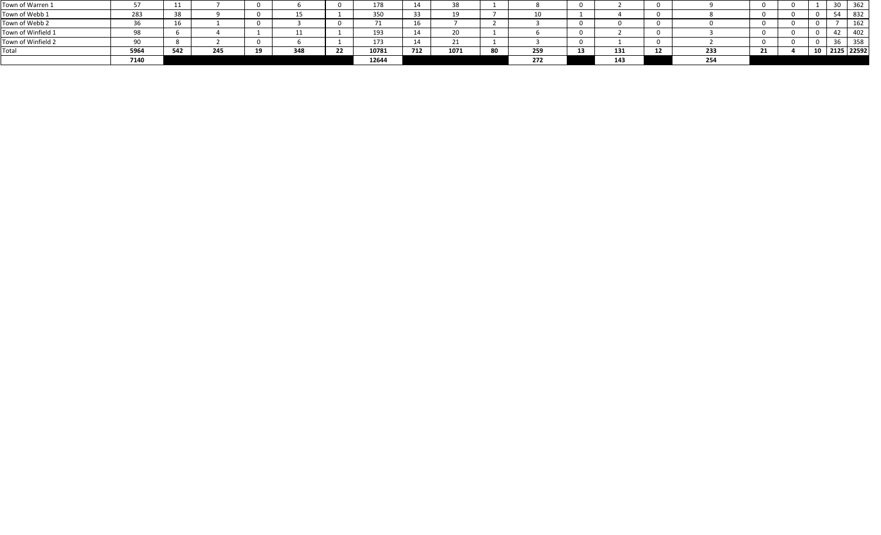| | | | | | | | | | | | | | | | | | | | | |
|---|---|---|---|---|---|---|---|---|---|---|---|---|---|---|---|---|---|---|---|---|
| Town of Warren 1 | 57 | 11 | 7 | 0 | 6 | 0 | 178 | 14 | 38 | 1 | 8 | 0 | 2 | 0 | 9 | 0 | 0 | 1 | 30 | 362 |
| Town of Webb 1 | 283 | 38 | 9 | 0 | 15 | 1 | 350 | 33 | 19 | 7 | 10 | 1 | 4 | 0 | 8 | 0 | 0 | 0 | 54 | 832 |
| Town of Webb 2 | 36 | 16 | 1 | 0 | 3 | 0 | 71 | 16 | 7 | 2 | 3 | 0 | 0 | 0 | 0 | 0 | 0 | 0 | 7 | 162 |
| Town of Winfield 1 | 98 | 6 | 4 | 1 | 11 | 1 | 193 | 14 | 20 | 1 | 6 | 0 | 2 | 0 | 3 | 0 | 0 | 0 | 42 | 402 |
| Town of Winfield 2 | 90 | 8 | 2 | 0 | 6 | 1 | 173 | 14 | 21 | 1 | 3 | 0 | 1 | 0 | 2 | 0 | 0 | 0 | 36 | 358 |
| Total | **5964** | **542** | **245** | **19** | **348** | **22** | **10781** | **712** | **1071** | **80** | **259** | **13** | **131** | **12** | **233** | **21** | **4** | **10** | **2125** | **22592** |
| | **7140** | | | | | | **12644** | | | | **272** | | **143** | | **254** | | | | | |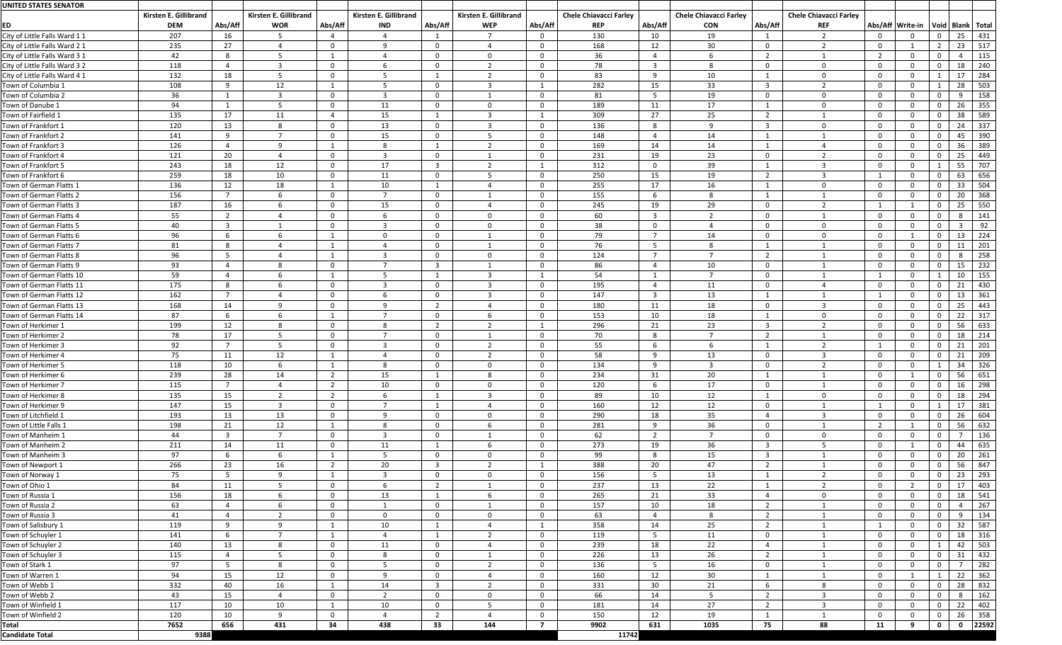| UNITED STATES SENATOR | | | | | | | | | | | | | | | | | | | |
|---|---|---|---|---|---|---|---|---|---|---|---|---|---|---|---|---|---|---|---|
| | Kirsten E. Gillibrand | | Kirsten E. Gillibrand | | Kirsten E. Gillibrand | | Kirsten E. Gillibrand | | Chele Chiavacci Farley | | Chele Chiavacci Farley | | Chele Chiavacci Farley | | | | | | |
| ED | DEM | Abs/Aff | WOR | Abs/Aff | IND | Abs/Aff | WEP | Abs/Aff | REP | Abs/Aff | CON | Abs/Aff | REF | Abs/Aff | Write-in | Void | Blank | Total | |
| City of Little Falls Ward 1 1 | 207 | 16 | 5 | 4 | 4 | 1 | 7 | 0 | 130 | 10 | 19 | 1 | 2 | 0 | 0 | 0 | 25 | 431 | |
| City of Little Falls Ward 2 1 | 235 | 27 | 4 | 0 | 9 | 0 | 4 | 0 | 168 | 12 | 30 | 0 | 2 | 0 | 1 | 2 | 23 | 517 | |
| City of Little Falls Ward 3 1 | 42 | 8 | 5 | 1 | 4 | 0 | 0 | 0 | 36 | 4 | 6 | 2 | 1 | 2 | 0 | 0 | 4 | 115 | |
| City of Little Falls Ward 3 2 | 118 | 4 | 3 | 0 | 6 | 0 | 2 | 0 | 78 | 3 | 8 | 0 | 0 | 0 | 0 | 0 | 18 | 240 | |
| City of Little Falls Ward 4 1 | 132 | 18 | 5 | 0 | 5 | 1 | 2 | 0 | 83 | 9 | 10 | 1 | 0 | 0 | 0 | 1 | 17 | 284 | |
| Town of Columbia 1 | 108 | 9 | 12 | 1 | 5 | 0 | 3 | 1 | 282 | 15 | 33 | 3 | 2 | 0 | 0 | 1 | 28 | 503 | |
| Town of Columbia 2 | 36 | 1 | 3 | 0 | 3 | 0 | 1 | 0 | 81 | 5 | 19 | 0 | 0 | 0 | 0 | 0 | 9 | 158 | |
| Town of Danube 1 | 94 | 1 | 5 | 0 | 11 | 0 | 0 | 0 | 189 | 11 | 17 | 1 | 0 | 0 | 0 | 0 | 26 | 355 | |
| Town of Fairfield 1 | 135 | 17 | 11 | 4 | 15 | 1 | 3 | 1 | 309 | 27 | 25 | 2 | 1 | 0 | 0 | 0 | 38 | 589 | |
| Town of Frankfort 1 | 120 | 13 | 8 | 0 | 13 | 0 | 3 | 0 | 136 | 8 | 9 | 3 | 0 | 0 | 0 | 0 | 24 | 337 | |
| Town of Frankfort 2 | 141 | 9 | 7 | 0 | 15 | 0 | 5 | 0 | 148 | 4 | 14 | 1 | 1 | 0 | 0 | 0 | 45 | 390 | |
| Town of Frankfort 3 | 126 | 4 | 9 | 1 | 8 | 1 | 2 | 0 | 169 | 14 | 14 | 1 | 4 | 0 | 0 | 0 | 36 | 389 | |
| Town of Frankfort 4 | 121 | 20 | 4 | 0 | 3 | 0 | 1 | 0 | 231 | 19 | 23 | 0 | 2 | 0 | 0 | 0 | 25 | 449 | |
| Town of Frankfort 5 | 243 | 18 | 12 | 0 | 17 | 3 | 2 | 1 | 312 | 0 | 39 | 1 | 3 | 0 | 0 | 1 | 55 | 707 | |
| Town of Frankfort 6 | 259 | 18 | 10 | 0 | 11 | 0 | 5 | 0 | 250 | 15 | 19 | 2 | 3 | 1 | 0 | 0 | 63 | 656 | |
| Town of German Flatts 1 | 136 | 12 | 18 | 1 | 10 | 1 | 4 | 0 | 255 | 17 | 16 | 1 | 0 | 0 | 0 | 0 | 33 | 504 | |
| Town of German Flatts 2 | 156 | 7 | 6 | 0 | 7 | 0 | 1 | 0 | 155 | 6 | 8 | 1 | 1 | 0 | 0 | 0 | 20 | 368 | |
| Town of German Flatts 3 | 187 | 16 | 6 | 0 | 15 | 0 | 4 | 0 | 245 | 19 | 29 | 0 | 2 | 1 | 1 | 0 | 25 | 550 | |
| Town of German Flatts 4 | 55 | 2 | 4 | 0 | 6 | 0 | 0 | 0 | 60 | 3 | 2 | 0 | 1 | 0 | 0 | 0 | 8 | 141 | |
| Town of German Flatts 5 | 40 | 3 | 1 | 0 | 3 | 0 | 0 | 0 | 38 | 0 | 4 | 0 | 0 | 0 | 0 | 0 | 3 | 92 | |
| Town of German Flatts 6 | 96 | 6 | 6 | 1 | 0 | 0 | 1 | 0 | 79 | 7 | 14 | 0 | 0 | 0 | 1 | 0 | 13 | 224 | |
| Town of German Flatts 7 | 81 | 8 | 4 | 1 | 4 | 0 | 1 | 0 | 76 | 5 | 8 | 1 | 1 | 0 | 0 | 0 | 11 | 201 | |
| Town of German Flatts 8 | 96 | 5 | 4 | 1 | 3 | 0 | 0 | 0 | 124 | 7 | 7 | 2 | 1 | 0 | 0 | 0 | 8 | 258 | |
| Town of German Flatts 9 | 93 | 4 | 8 | 0 | 7 | 3 | 1 | 0 | 86 | 4 | 10 | 0 | 1 | 0 | 0 | 0 | 15 | 232 | |
| Town of German Flatts 10 | 59 | 4 | 6 | 1 | 5 | 1 | 3 | 1 | 54 | 1 | 7 | 0 | 1 | 1 | 0 | 1 | 10 | 155 | |
| Town of German Flatts 11 | 175 | 8 | 6 | 0 | 3 | 0 | 3 | 0 | 195 | 4 | 11 | 0 | 4 | 0 | 0 | 0 | 21 | 430 | |
| Town of German Flatts 12 | 162 | 7 | 4 | 0 | 6 | 0 | 3 | 0 | 147 | 3 | 13 | 1 | 1 | 1 | 0 | 0 | 13 | 361 | |
| Town of German Flatts 13 | 168 | 14 | 9 | 0 | 9 | 2 | 4 | 0 | 180 | 11 | 18 | 0 | 3 | 0 | 0 | 0 | 25 | 443 | |
| Town of German Flatts 14 | 87 | 6 | 6 | 1 | 7 | 0 | 6 | 0 | 153 | 10 | 18 | 1 | 0 | 0 | 0 | 0 | 22 | 317 | |
| Town of Herkimer 1 | 199 | 12 | 8 | 0 | 8 | 2 | 2 | 1 | 296 | 21 | 23 | 3 | 2 | 0 | 0 | 0 | 56 | 633 | |
| Town of Herkimer 2 | 78 | 17 | 5 | 0 | 7 | 0 | 1 | 0 | 70 | 8 | 7 | 2 | 1 | 0 | 0 | 0 | 18 | 214 | |
| Town of Herkimer 3 | 92 | 7 | 5 | 0 | 3 | 0 | 2 | 0 | 55 | 6 | 6 | 1 | 2 | 1 | 0 | 0 | 21 | 201 | |
| Town of Herkimer 4 | 75 | 11 | 12 | 1 | 4 | 0 | 2 | 0 | 58 | 9 | 13 | 0 | 3 | 0 | 0 | 0 | 21 | 209 | |
| Town of Herkimer 5 | 118 | 10 | 6 | 1 | 8 | 0 | 0 | 0 | 134 | 9 | 3 | 0 | 2 | 0 | 0 | 1 | 34 | 326 | |
| Town of Herkimer 6 | 239 | 28 | 14 | 2 | 15 | 1 | 8 | 0 | 234 | 31 | 20 | 1 | 1 | 0 | 1 | 0 | 56 | 651 | |
| Town of Herkimer 7 | 115 | 7 | 4 | 2 | 10 | 0 | 0 | 0 | 120 | 6 | 17 | 0 | 1 | 0 | 0 | 0 | 16 | 298 | |
| Town of Herkimer 8 | 135 | 15 | 2 | 2 | 6 | 1 | 3 | 0 | 89 | 10 | 12 | 1 | 0 | 0 | 0 | 0 | 18 | 294 | |
| Town of Herkimer 9 | 147 | 15 | 3 | 0 | 7 | 1 | 4 | 0 | 160 | 12 | 12 | 0 | 1 | 1 | 0 | 1 | 17 | 381 | |
| Town of Litchfield 1 | 193 | 13 | 13 | 0 | 9 | 0 | 0 | 0 | 290 | 18 | 35 | 4 | 3 | 0 | 0 | 0 | 26 | 604 | |
| Town of Little Falls 1 | 198 | 21 | 12 | 1 | 8 | 0 | 6 | 0 | 281 | 9 | 36 | 0 | 1 | 2 | 1 | 0 | 56 | 632 | |
| Town of Manheim 1 | 44 | 3 | 7 | 0 | 3 | 0 | 1 | 0 | 62 | 2 | 7 | 0 | 0 | 0 | 0 | 0 | 7 | 136 | |
| Town of Manheim 2 | 211 | 14 | 11 | 0 | 11 | 1 | 6 | 0 | 273 | 19 | 36 | 3 | 5 | 0 | 1 | 0 | 44 | 635 | |
| Town of Manheim 3 | 97 | 6 | 6 | 1 | 5 | 0 | 0 | 0 | 99 | 8 | 15 | 3 | 1 | 0 | 0 | 0 | 20 | 261 | |
| Town of Newport 1 | 266 | 23 | 16 | 2 | 20 | 3 | 2 | 1 | 388 | 20 | 47 | 2 | 1 | 0 | 0 | 0 | 56 | 847 | |
| Town of Norway 1 | 75 | 5 | 9 | 1 | 3 | 0 | 0 | 0 | 156 | 5 | 13 | 1 | 2 | 0 | 0 | 0 | 23 | 293 | |
| Town of Ohio 1 | 84 | 11 | 5 | 0 | 6 | 2 | 1 | 0 | 237 | 13 | 22 | 1 | 2 | 0 | 2 | 0 | 17 | 403 | |
| Town of Russia 1 | 156 | 18 | 6 | 0 | 13 | 1 | 6 | 0 | 265 | 21 | 33 | 4 | 0 | 0 | 0 | 0 | 18 | 541 | |
| Town of Russia 2 | 63 | 4 | 6 | 0 | 1 | 0 | 1 | 0 | 157 | 10 | 18 | 2 | 1 | 0 | 0 | 0 | 4 | 267 | |
| Town of Russia 3 | 41 | 4 | 2 | 0 | 0 | 0 | 0 | 0 | 63 | 4 | 8 | 2 | 1 | 0 | 0 | 0 | 9 | 134 | |
| Town of Salisbury 1 | 119 | 9 | 9 | 1 | 10 | 1 | 4 | 1 | 358 | 14 | 25 | 2 | 1 | 1 | 0 | 0 | 32 | 587 | |
| Town of Schuyler 1 | 141 | 6 | 7 | 1 | 4 | 1 | 2 | 0 | 119 | 5 | 11 | 0 | 1 | 0 | 0 | 0 | 18 | 316 | |
| Town of Schuyler 2 | 140 | 13 | 8 | 0 | 11 | 0 | 4 | 0 | 239 | 18 | 22 | 4 | 1 | 0 | 0 | 1 | 42 | 503 | |
| Town of Schuyler 3 | 115 | 4 | 5 | 0 | 8 | 0 | 1 | 0 | 226 | 13 | 26 | 2 | 1 | 0 | 0 | 0 | 31 | 432 | |
| Town of Stark 1 | 97 | 5 | 8 | 0 | 5 | 0 | 2 | 0 | 136 | 5 | 16 | 0 | 1 | 0 | 0 | 0 | 7 | 282 | |
| Town of Warren 1 | 94 | 15 | 12 | 0 | 9 | 0 | 4 | 0 | 160 | 12 | 30 | 1 | 1 | 0 | 1 | 1 | 22 | 362 | |
| Town of Webb 1 | 332 | 40 | 16 | 1 | 14 | 3 | 2 | 0 | 331 | 30 | 21 | 6 | 8 | 0 | 0 | 0 | 28 | 832 | |
| Town of Webb 2 | 43 | 15 | 4 | 0 | 2 | 0 | 0 | 0 | 66 | 14 | 5 | 2 | 3 | 0 | 0 | 0 | 8 | 162 | |
| Town of Winfield 1 | 117 | 10 | 10 | 1 | 10 | 0 | 5 | 0 | 181 | 14 | 27 | 2 | 3 | 0 | 0 | 0 | 22 | 402 | |
| Town of Winfield 2 | 120 | 10 | 9 | 0 | 4 | 2 | 4 | 0 | 150 | 12 | 19 | 1 | 1 | 0 | 0 | 0 | 26 | 358 | |
| **Total** | **7652** | **656** | **431** | **34** | **438** | **33** | **144** | **7** | **9902** | **631** | **1035** | **75** | **88** | **11** | **9** | **0** | **0** | **22592** | |
| **Candidate Total** | **9388** | | | | | | | | **11742** | | | | | | | | | | |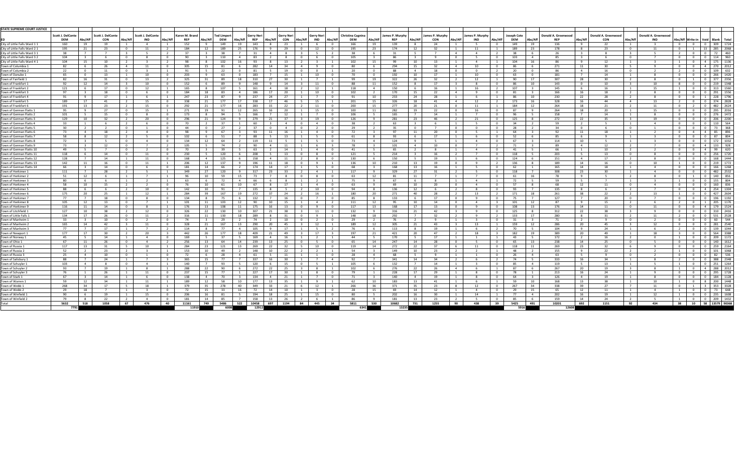STATE SUPREME COURT JUSTICE

| ED | Scott J. DelConte DEM | Abs/Aff | Scott J. DelConte CON | Abs/Aff | Scott J. DelConte IND | Abs/Aff | Karen M. Brand REP | Abs/Aff | Ted Limpert DEM | Abs/Aff | Gerry Neri REP | Abs/Aff | Gerry Neri CON | Abs/Aff | Gerry Neri IND | Abs/Aff | Christina Cagnina DEM | Abs/Aff | James P. Murphy REP | Abs/Aff | James P. Murphy CON | Abs/Aff | James P. Murphy IND | Abs/Aff | Joseph Cote DEM | Abs/Aff | Donald A. Greenwood REP | Abs/Aff | Donald A. Greenwood CON | Abs/Aff | Donald A. Greenwood IND | Abs/Aff | Write-in | Void | Blank | Total |
|---|---|---|---|---|---|---|---|---|---|---|---|---|---|---|---|---|---|---|---|---|---|---|---|---|---|---|---|---|---|---|---|---|---|---|---|---|---|
| City of Little Falls Ward 1 1 | 160 | 19 | 19 | 1 | 4 | 1 | 152 | 9 | 149 | 19 | 143 | 8 | 23 | 1 | 6 | 0 | 166 | 19 | 139 | 8 | 24 | 1 | 5 | 0 | 149 | 19 | 136 | 9 | 22 | 1 | 3 | 0 | 0 | 0 | 309 | 1724 |
| City of Little Falls Ward 2 1 | 195 | 21 | 23 | 0 | 11 | 2 | 184 | 12 | 189 | 25 | 176 | 9 | 29 | 0 | 12 | 0 | 195 | 23 | 174 | 12 | 32 | 1 | 11 | 1 | 189 | 23 | 178 | 8 | 23 | 0 | 11 | 0 | 1 | 13 | 285 | 2068 |
| City of Little Falls Ward 3 1 | 38 | 7 | 7 | 3 | 5 | 2 | 37 | 3 | 38 | 7 | 31 | 4 | 8 | 3 | 5 | 2 | 38 | 6 | 31 | 5 | 7 | 4 | 4 | 2 | 38 | 6 | 26 | 3 | 8 | 3 | 5 | 2 | 0 | 0 | 72 | 460 |
| City of Little Falls Ward 3 2 | 104 | 3 | 6 | 0 | 8 | 0 | 90 | 3 | 110 | 4 | 83 | 2 | 8 | 0 | 6 | 0 | 105 | 3 | 86 | 3 | 9 | 0 | 5 | 0 | 103 | 4 | 85 | 3 | 6 | 0 | 7 | 0 | 0 | 0 | 114 | 960 |
| City of Little Falls Ward 4 1 | 104 | 15 | 10 | 2 | 3 | 2 | 98 | 8 | 102 | 16 | 93 | 8 | 13 | 2 | 3 | 1 | 102 | 15 | 99 | 10 | 13 | 1 | 4 | 1 | 104 | 16 | 86 | 9 | 12 | 1 | 3 | 1 | 0 | 4 | 175 | 1136 |
| Town of Columbia 1 | 82 | 6 | 26 | 4 | 11 | 0 | 305 | 15 | 81 | 6 | 282 | 14 | 34 | 4 | 9 | 0 | 80 | 6 | 294 | 15 | 32 | 4 | 10 | 0 | 86 | 6 | 271 | 11 | 30 | 5 | 9 | 0 | 0 | 0 | 270 | 2012 |
| Town of Columbia 2 | 22 | 0 | 11 | 0 | 3 | 1 | 91 | 5 | 22 | 0 | 81 | 5 | 19 | 0 | 0 | 1 | 20 | 0 | 88 | 4 | 18 | 0 | 0 | 2 | 20 | 0 | 86 | 4 | 16 | 0 | 2 | 2 | 0 | 0 | 109 | 632 |
| Town of Danube 1 | 65 | 0 | 13 | 1 | 10 | 0 | 209 | 9 | 63 | 0 | 183 | 7 | 15 | 1 | 10 | 0 | 70 | 0 | 192 | 10 | 17 | 1 | 10 | 0 | 63 | 0 | 181 | 7 | 14 | 1 | 8 | 0 | 0 | 0 | 266 | 1420 |
| Town of Fairfield 1 | 82 | 16 | 31 | 0 | 13 | 2 | 325 | 31 | 89 | 18 | 310 | 27 | 30 | 1 | 7 | 1 | 99 | 19 | 322 | 26 | 32 | 2 | 12 | 1 | 90 | 17 | 307 | 28 | 30 | 2 | 8 | 0 | 1 | 0 | 377 | 2356 |
| Town of Frankfort 1 | 92 | 12 | 14 | 3 | 10 | 0 | 152 | 6 | 89 | 9 | 148 | 9 | 14 | 3 | 11 | 0 | 88 | 11 | 152 | 8 | 17 | 3 | 8 | 0 | 86 | 10 | 143 | 0 | 10 | 3 | 10 | 8 | 0 | 0 | 239 | 1348 |
| Town of Frankfort 2 | 121 | 6 | 17 | 0 | 12 | 1 | 165 | 8 | 107 | 5 | 161 | 4 | 18 | 2 | 12 | 1 | 118 | 4 | 150 | 6 | 16 | 1 | 16 | 2 | 107 | 3 | 145 | 6 | 16 | 1 | 15 | 1 | 0 | 0 | 313 | 1560 |
| Town of Frankfort 3 | 97 | 3 | 18 | 0 | 6 | 0 | 184 | 18 | 83 | 4 | 186 | 17 | 20 | 1 | 10 | 0 | 102 | 2 | 170 | 15 | 22 | 4 | 9 | 0 | 81 | 3 | 166 | 16 | 18 | 2 | 8 | 0 | 0 | 0 | 291 | 1556 |
| Town of Frankfort 4 | 91 | 9 | 17 | 1 | 6 | 1 | 247 | 23 | 87 | 9 | 237 | 24 | 27 | 1 | 7 | 0 | 91 | 10 | 233 | 24 | 28 | 1 | 6 | 1 | 86 | 10 | 230 | 22 | 28 | 2 | 8 | 0 | 0 | 1 | 228 | 1796 |
| Town of Frankfort 5 | 189 | 17 | 41 | 2 | 15 | 0 | 338 | 21 | 177 | 17 | 338 | 17 | 46 | 5 | 15 | 1 | 201 | 15 | 326 | 18 | 41 | 4 | 12 | 2 | 173 | 16 | 328 | 16 | 44 | 4 | 13 | 2 | 0 | 0 | 374 | 2828 |
| Town of Frankfort 6 | 191 | 13 | 23 | 2 | 15 | 0 | 292 | 21 | 177 | 16 | 283 | 15 | 22 | 2 | 11 | 0 | 200 | 15 | 277 | 20 | 21 | 0 | 11 | 1 | 184 | 12 | 264 | 18 | 21 | 2 | 11 | 0 | 2 | 0 | 482 | 2624 |
| Town of German Flatts 1 | 95 | 9 | 27 | 0 | 15 | 1 | 271 | 19 | 91 | 12 | 265 | 16 | 20 | 1 | 15 | 0 | 100 | 11 | 282 | 19 | 22 | 0 | 16 | 0 | 87 | 9 | 264 | 18 | 20 | 1 | 15 | 0 | 0 | 0 | 295 | 2016 |
| Town of German Flatts 2 | 101 | 5 | 15 | 0 | 8 | 0 | 173 | 8 | 94 | 5 | 166 | 7 | 12 | 1 | 7 | 0 | 106 | 5 | 165 | 7 | 14 | 1 | 7 | 0 | 96 | 5 | 158 | 7 | 14 | 1 | 8 | 0 | 0 | 0 | 276 | 1472 |
| Town of German Flatts 3 | 129 | 10 | 32 | 2 | 20 | 0 | 296 | 21 | 124 | 9 | 279 | 21 | 37 | 3 | 19 | 0 | 126 | 9 | 281 | 23 | 46 | 2 | 21 | 0 | 125 | 8 | 272 | 23 | 35 | 3 | 19 | 0 | 0 | 0 | 206 | 2200 |
| Town of German Flatts 4 | 33 | 1 | 6 | 2 | 6 | 0 | 70 | 2 | 37 | 1 | 60 | 3 | 4 | 0 | 4 | 0 | 38 | 2 | 63 | 3 | 6 | 1 | 5 | 0 | 34 | 2 | 59 | 2 | 5 | 1 | 4 | 0 | 0 | 0 | 110 | 564 |
| Town of German Flatts 5 | 30 | 2 | 2 | 0 | 1 | 0 | 44 | 0 | 27 | 2 | 37 | 0 | 4 | 0 | 2 | 0 | 29 | 2 | 35 | 0 | 7 | 0 | 0 | 0 | 28 | 2 | 34 | 0 | 6 | 0 | 1 | 0 | 0 | 0 | 73 | 368 |
| Town of German Flatts 6 | 73 | 4 | 18 | 2 | 4 | 0 | 98 | 9 | 67 | 3 | 93 | 11 | 16 | 1 | 4 | 0 | 72 | 3 | 97 | 11 | 20 | 0 | 5 | 1 | 64 | 3 | 92 | 11 | 18 | 1 | 2 | 0 | 0 | 4 | 85 | 896 |
| Town of German Flatts 7 | 58 | 8 | 12 | 2 | 5 | 0 | 102 | 6 | 51 | 7 | 88 | 5 | 13 | 1 | 5 | 0 | 61 | 8 | 93 | 6 | 17 | 1 | 6 | 0 | 52 | 6 | 85 | 6 | 9 | 1 | 3 | 0 | 0 | 0 | 87 | 804 |
| Town of German Flatts 8 | 72 | 3 | 5 | 0 | 4 | 0 | 134 | 12 | 64 | 2 | 119 | 11 | 5 | 1 | 5 | 0 | 73 | 4 | 124 | 9 | 5 | 1 | 4 | 0 | 67 | 3 | 114 | 10 | 5 | 1 | 3 | 0 | 0 | 0 | 172 | 1032 |
| Town of German Flatts 9 | 73 | 3 | 12 | 0 | 7 | 2 | 105 | 5 | 74 | 2 | 90 | 4 | 11 | 1 | 6 | 3 | 78 | 3 | 101 | 4 | 10 | 0 | 7 | 2 | 71 | 3 | 89 | 4 | 12 | 2 | 7 | 0 | 0 | 4 | 133 | 928 |
| Town of German Flatts 10 | 49 | 5 | 7 | 0 | 2 | 0 | 70 | 3 | 39 | 5 | 63 | 2 | 14 | 1 | 4 | 0 | 41 | 5 | 65 | 2 | 8 | 1 | 4 | 0 | 41 | 5 | 66 | 1 | 10 | 2 | 2 | 0 | 0 | 4 | 99 | 620 |
| Town of German Flatts 11 | 118 | 6 | 14 | 0 | 11 | 0 | 230 | 5 | 120 | 6 | 208 | 5 | 13 | 0 | 8 | 0 | 121 | 5 | 214 | 3 | 16 | 2 | 7 | 0 | 118 | 5 | 203 | 5 | 13 | 0 | 8 | 0 | 0 | 0 | 256 | 1720 |
| Town of German Flatts 12 | 128 | 7 | 14 | 1 | 11 | 0 | 168 | 4 | 125 | 6 | 158 | 4 | 11 | 2 | 8 | 0 | 130 | 6 | 150 | 5 | 19 | 1 | 6 | 0 | 124 | 6 | 151 | 4 | 17 | 2 | 8 | 0 | 0 | 0 | 168 | 1444 |
| Town of German Flatts 13 | 142 | 11 | 16 | 0 | 11 | 1 | 206 | 12 | 137 | 9 | 196 | 11 | 18 | 0 | 9 | 1 | 136 | 10 | 210 | 13 | 19 | 0 | 9 | 2 | 136 | 8 | 189 | 14 | 16 | 0 | 10 | 1 | 0 | 0 | 219 | 1772 |
| Town of German Flatts 14 | 66 | 3 | 14 | 0 | 6 | 0 | 181 | 14 | 66 | 2 | 174 | 14 | 17 | 1 | 5 | 0 | 68 | 3 | 168 | 13 | 16 | 1 | 5 | 0 | 62 | 1 | 165 | 14 | 18 | 1 | 4 | 0 | 0 | 0 | 166 | 1268 |
| Town of Herkimer 1 | 111 | 7 | 28 | 2 | 5 | 1 | 349 | 27 | 120 | 9 | 317 | 23 | 33 | 2 | 4 | 1 | 117 | 9 | 329 | 27 | 31 | 2 | 5 | 0 | 118 | 7 | 308 | 23 | 30 | 1 | 4 | 0 | 0 | 0 | 482 | 2532 |
| Town of Herkimer 2 | 51 | 12 | 6 | 1 | 7 | 1 | 96 | 10 | 59 | 15 | 73 | 7 | 8 | 0 | 8 | 0 | 63 | 12 | 81 | 11 | 7 | 1 | 7 | 0 | 61 | 16 | 78 | 9 | 5 | 2 | 8 | 0 | 1 | 0 | 140 | 856 |
| Town of Herkimer 3 | 80 | 6 | 6 | 1 | 2 | 1 | 63 | 6 | 72 | 4 | 66 | 6 | 8 | 1 | 2 | 1 | 75 | 9 | 67 | 6 | 8 | 1 | 4 | 1 | 72 | 5 | 59 | 5 | 7 | 1 | 3 | 1 | 0 | 0 | 155 | 804 |
| Town of Herkimer 4 | 58 | 10 | 15 | 2 | 2 | 0 | 76 | 10 | 61 | 10 | 67 | 8 | 17 | 1 | 4 | 0 | 63 | 9 | 69 | 10 | 20 | 0 | 4 | 0 | 57 | 8 | 68 | 12 | 11 | 0 | 4 | 0 | 0 | 0 | 160 | 836 |
| Town of Herkimer 5 | 88 | 6 | 6 | 2 | 10 | 0 | 142 | 10 | 91 | 7 | 135 | 8 | 5 | 2 | 10 | 0 | 94 | 8 | 136 | 12 | 6 | 2 | 8 | 0 | 93 | 7 | 135 | 8 | 6 | 2 | 7 | 0 | 0 | 4 | 254 | 1304 |
| Town of Herkimer 6 | 175 | 20 | 25 | 1 | 12 | 1 | 284 | 39 | 167 | 19 | 272 | 37 | 24 | 2 | 16 | 1 | 180 | 20 | 271 | 40 | 28 | 2 | 13 | 2 | 171 | 18 | 261 | 38 | 22 | 2 | 13 | 1 | 0 | 0 | 427 | 2604 |
| Town of Herkimer 7 | 77 | 7 | 18 | 0 | 8 | 0 | 134 | 8 | 75 | 6 | 132 | 7 | 16 | 0 | 7 | 0 | 85 | 8 | 133 | 6 | 17 | 0 | 9 | 0 | 75 | 7 | 127 | 7 | 20 | 0 | 7 | 0 | 0 | 0 | 196 | 1192 |
| Town of Herkimer 8 | 105 | 12 | 13 | 0 | 7 | 1 | 101 | 11 | 103 | 12 | 90 | 10 | 15 | 1 | 4 | 2 | 111 | 12 | 95 | 10 | 14 | 0 | 4 | 3 | 101 | 12 | 87 | 9 | 15 | 2 | 6 | 2 | 0 | 1 | 205 | 1176 |
| Town of Herkimer 9 | 116 | 11 | 14 | 0 | 8 | 1 | 176 | 13 | 108 | 11 | 175 | 16 | 13 | 0 | 9 | 0 | 117 | 13 | 168 | 17 | 13 | 0 | 9 | 0 | 108 | 13 | 176 | 14 | 11 | 0 | 11 | 0 | 0 | 4 | 179 | 1524 |
| Town of Litchfield 1 | 127 | 10 | 38 | 2 | 12 | 0 | 326 | 22 | 130 | 10 | 307 | 21 | 38 | 3 | 11 | 0 | 132 | 9 | 316 | 21 | 42 | 3 | 9 | 0 | 125 | 8 | 312 | 22 | 38 | 3 | 9 | 0 | 0 | 0 | 310 | 2416 |
| Town of Little Falls 1 | 134 | 17 | 26 | 0 | 11 | 2 | 316 | 11 | 130 | 18 | 289 | 8 | 31 | 0 | 9 | 1 | 148 | 18 | 292 | 7 | 32 | 2 | 9 | 2 | 133 | 17 | 280 | 8 | 31 | 2 | 11 | 2 | 0 | 0 | 531 | 2528 |
| Town of Manheim 1 | 33 | 3 | 10 | 0 | 2 | 0 | 74 | 3 | 29 | 2 | 74 | 2 | 10 | 0 | 2 | 0 | 29 | 2 | 76 | 2 | 9 | 1 | 3 | 0 | 31 | 3 | 71 | 2 | 9 | 0 | 2 | 0 | 0 | 0 | 60 | 544 |
| Town of Manheim 2 | 165 | 14 | 42 | 3 | 11 | 0 | 328 | 21 | 167 | 13 | 290 | 20 | 45 | 3 | 12 | 1 | 189 | 12 | 305 | 21 | 43 | 3 | 13 | 1 | 159 | 12 | 286 | 20 | 45 | 3 | 12 | 0 | 0 | 0 | 281 | 2540 |
| Town of Manheim 3 | 77 | 7 | 17 | 1 | 7 | 2 | 114 | 8 | 77 | 4 | 105 | 9 | 17 | 1 | 5 | 2 | 76 | 6 | 113 | 8 | 19 | 1 | 6 | 2 | 70 | 5 | 104 | 9 | 24 | 1 | 6 | 2 | 0 | 0 | 139 | 1044 |
| Town of Newport 1 | 177 | 17 | 30 | 2 | 20 | 3 | 442 | 26 | 177 | 18 | 409 | 21 | 49 | 3 | 17 | 3 | 197 | 21 | 421 | 20 | 47 | 2 | 18 | 3 | 182 | 19 | 389 | 20 | 49 | 1 | 18 | 3 | 0 | 0 | 564 | 3388 |
| Town of Norway 1 | 45 | 5 | 14 | 1 | 4 | 0 | 169 | 5 | 37 | 5 | 169 | 4 | 16 | 1 | 2 | 1 | 44 | 5 | 170 | 5 | 17 | 1 | 1 | 1 | 43 | 5 | 172 | 2 | 16 | 2 | 0 | 1 | 0 | 0 | 209 | 1172 |
| Town of Ohio 1 | 67 | 11 | 26 | 0 | 4 | 2 | 256 | 13 | 64 | 14 | 239 | 13 | 25 | 0 | 5 | 0 | 65 | 14 | 247 | 14 | 28 | 0 | 5 | 0 | 65 | 13 | 238 | 14 | 25 | 0 | 5 | 0 | 0 | 0 | 140 | 1612 |
| Town of Russia 1 | 117 | 13 | 31 | 5 | 10 | 1 | 284 | 23 | 121 | 13 | 269 | 22 | 32 | 5 | 10 | 0 | 119 | 14 | 272 | 22 | 37 | 6 | 11 | 0 | 118 | 11 | 269 | 23 | 32 | 6 | 9 | 0 | 0 | 0 | 259 | 2164 |
| Town of Russia 2 | 52 | 2 | 23 | 2 | 3 | 1 | 153 | 10 | 49 | 2 | 148 | 10 | 22 | 2 | 2 | 1 | 54 | 3 | 149 | 10 | 23 | 2 | 2 | 1 | 48 | 2 | 155 | 9 | 22 | 2 | 2 | 1 | 0 | 0 | 101 | 1068 |
| Town of Russia 3 | 25 | 4 | 10 | 0 | 1 | 0 | 72 | 6 | 28 | 4 | 61 | 5 | 11 | 1 | 1 | 0 | 28 | 4 | 68 | 5 | 9 | 1 | 1 | 0 | 26 | 4 | 63 | 5 | 9 | 0 | 2 | 0 | 0 | 0 | 82 | 536 |
| Town of Salisbury 1 | 88 | 7 | 24 | 1 | 7 | 3 | 365 | 15 | 77 | 7 | 337 | 16 | 30 | 1 | 7 | 4 | 92 | 7 | 341 | 14 | 34 | 2 | 6 | 2 | 74 | 5 | 333 | 16 | 34 | 1 | 8 | 2 | 0 | 0 | 388 | 2348 |
| Town of Schuyler 1 | 103 | 4 | 8 | 0 | 4 | 1 | 140 | 7 | 93 | 5 | 120 | 6 | 15 | 0 | 5 | 1 | 105 | 6 | 132 | 7 | 14 | 1 | 3 | 0 | 85 | 4 | 119 | 5 | 13 | 1 | 5 | 1 | 0 | 0 | 251 | 1264 |
| Town of Schuyler 2 | 93 | 7 | 19 | 1 | 8 | 1 | 288 | 22 | 90 | 6 | 272 | 22 | 25 | 3 | 8 | 1 | 102 | 6 | 276 | 22 | 26 | 4 | 6 | 1 | 87 | 6 | 267 | 20 | 19 | 3 | 8 | 1 | 0 | 4 | 288 | 2012 |
| Town of Schuyler 3 | 76 | 1 | 26 | 1 | 11 | 0 | 237 | 15 | 77 | 1 | 227 | 17 | 30 | 1 | 8 | 0 | 79 | 1 | 228 | 17 | 29 | 1 | 8 | 0 | 78 | 1 | 213 | 16 | 24 | 1 | 9 | 0 | 0 | 0 | 295 | 1728 |
| Town of Stark 1 | 67 | 3 | 14 | 1 | 6 | 0 | 138 | 4 | 70 | 3 | 134 | 4 | 21 | 1 | 7 | 0 | 71 | 3 | 140 | 4 | 19 | 1 | 8 | 0 | 64 | 3 | 126 | 4 | 19 | 1 | 8 | 0 | 0 | 0 | 184 | 1128 |
| Town of Warren 1 | 59 | 12 | 34 | 1 | 11 | 1 | 189 | 12 | 58 | 10 | 177 | 13 | 35 | 1 | 9 | 1 | 62 | 10 | 183 | 13 | 41 | 1 | 6 | 1 | 59 | 10 | 168 | 13 | 38 | 1 | 10 | 1 | 0 | 8 | 200 | 1448 |
| Town of Webb 1 | 268 | 34 | 17 | 5 | 18 | 1 | 379 | 35 | 278 | 40 | 349 | 33 | 21 | 6 | 12 | 1 | 266 | 36 | 371 | 35 | 23 | 8 | 12 | 0 | 267 | 34 | 338 | 39 | 27 | 7 | 11 | 0 | 1 | 3 | 353 | 3328 |
| Town of Webb 2 | 29 | 18 | 7 | 1 | 3 | 0 | 72 | 15 | 33 | 16 | 72 | 14 | 10 | 1 | 3 | 0 | 28 | 15 | 69 | 14 | 12 | 1 | 4 | 0 | 29 | 15 | 65 | 12 | 11 | 1 | 4 | 1 | 0 | 0 | 73 | 648 |
| Town of Winfield 1 | 90 | 6 | 19 | 1 | 15 | 0 | 206 | 16 | 81 | 5 | 194 | 18 | 25 | 1 | 15 | 0 | 80 | 5 | 202 | 16 | 30 | 1 | 14 | 1 | 77 | 4 | 202 | 16 | 19 | 1 | 12 | 1 | 0 | 0 | 235 | 1608 |
| Town of Winfield 2 | 79 | 8 | 22 | 2 | 4 | 0 | 181 | 14 | 85 | 7 | 158 | 13 | 26 | 2 | 6 | 1 | 86 | 9 | 181 | 13 | 23 | 2 | 5 | 0 | 85 | 6 | 159 | 14 | 24 | 2 | 5 | 1 | 0 | 0 | 209 | 1432 |
| Total | 5632 | 518 | 1058 | 67 | 476 | 40 | 11161 | 749 | 5486 | 522 | 10458 | 697 | 1194 | 84 | 445 | 34 | 5811 | 530 | 10682 | 731 | 1255 | 90 | 438 | 39 | 5425 | 491 | 10201 | 692 | 1151 | 92 | 434 | 38 | 10 | 58 | 13579 | 90368 |
| | 7791 | | | | | | 11910 | | 6008 | | 12912 | | | | | | 6341 | | 13235 | | | | | | 5916 | | 12608 | | | | | | | | | |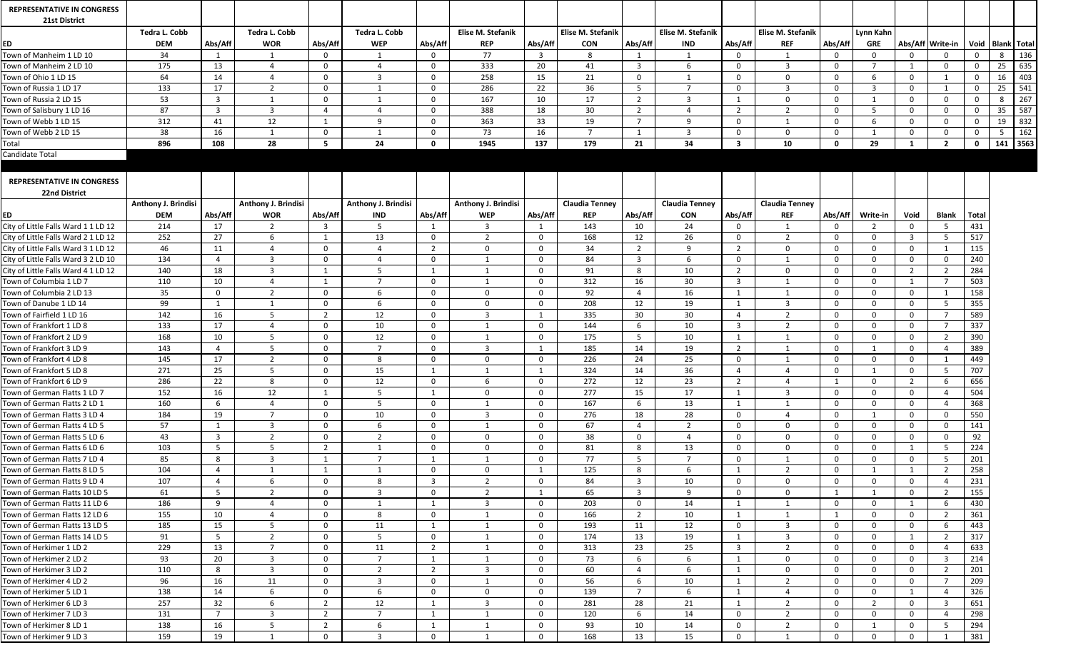| REPRESENTATIVE IN CONGRESS 21st District | | | | | | | | | | | | | | | | | | | | |
|---|---|---|---|---|---|---|---|---|---|---|---|---|---|---|---|---|---|---|---|---|
| | Tedra L. Cobb | | Tedra L. Cobb | | Tedra L. Cobb | | Elise M. Stefanik | | Elise M. Stefanik | | Elise M. Stefanik | | Elise M. Stefanik | | Lynn Kahn | | | | | |
| ED | DEM | Abs/Aff | WOR | Abs/Aff | WEP | Abs/Aff | REP | Abs/Aff | CON | Abs/Aff | IND | Abs/Aff | REF | Abs/Aff | GRE | Abs/Aff | Write-in | Void | Blank | Total |
| Town of Manheim 1 LD 10 | 34 | 1 | 1 | 0 | 1 | 0 | 77 | 3 | 8 | 1 | 1 | 0 | 1 | 0 | 0 | 0 | 0 | 0 | 8 | 136 |
| Town of Manheim 2 LD 10 | 175 | 13 | 4 | 0 | 4 | 0 | 333 | 20 | 41 | 3 | 6 | 0 | 3 | 0 | 7 | 1 | 0 | 0 | 25 | 635 |
| Town of Ohio 1 LD 15 | 64 | 14 | 4 | 0 | 3 | 0 | 258 | 15 | 21 | 0 | 1 | 0 | 0 | 0 | 6 | 0 | 1 | 0 | 16 | 403 |
| Town of Russia 1 LD 17 | 133 | 17 | 2 | 0 | 1 | 0 | 286 | 22 | 36 | 5 | 7 | 0 | 3 | 0 | 3 | 0 | 1 | 0 | 25 | 541 |
| Town of Russia 2 LD 15 | 53 | 3 | 1 | 0 | 1 | 0 | 167 | 10 | 17 | 2 | 3 | 1 | 0 | 0 | 1 | 0 | 0 | 0 | 8 | 267 |
| Town of Salisbury 1 LD 16 | 87 | 3 | 3 | 4 | 4 | 0 | 388 | 18 | 30 | 2 | 4 | 2 | 2 | 0 | 5 | 0 | 0 | 0 | 35 | 587 |
| Town of Webb 1 LD 15 | 312 | 41 | 12 | 1 | 9 | 0 | 363 | 33 | 19 | 7 | 9 | 0 | 1 | 0 | 6 | 0 | 0 | 0 | 19 | 832 |
| Town of Webb 2 LD 15 | 38 | 16 | 1 | 0 | 1 | 0 | 73 | 16 | 7 | 1 | 3 | 0 | 0 | 0 | 1 | 0 | 0 | 0 | 5 | 162 |
| Total | 896 | 108 | 28 | 5 | 24 | 0 | 1945 | 137 | 179 | 21 | 34 | 3 | 10 | 0 | 29 | 1 | 2 | 0 | 141 | 3563 |
| Candidate Total | | | | | | | | | | | | | | | | | | | | |

| REPRESENTATIVE IN CONGRESS 22nd District | | | | | | | | | | | | | | | | | | |
|---|---|---|---|---|---|---|---|---|---|---|---|---|---|---|---|---|---|---|
| | Anthony J. Brindisi | | Anthony J. Brindisi | | Anthony J. Brindisi | | Anthony J. Brindisi | | Claudia Tenney | | Claudia Tenney | | Claudia Tenney | | | | | |
| ED | DEM | Abs/Aff | WOR | Abs/Aff | IND | Abs/Aff | WEP | Abs/Aff | REP | Abs/Aff | CON | Abs/Aff | REF | Abs/Aff | Write-in | Void | Blank | Total |
| City of Little Falls Ward 1 1 LD 12 | 214 | 17 | 2 | 3 | 5 | 1 | 3 | 1 | 143 | 10 | 24 | 0 | 1 | 0 | 2 | 0 | 5 | 431 |
| City of Little Falls Ward 2 1 LD 12 | 252 | 27 | 6 | 1 | 13 | 0 | 2 | 0 | 168 | 12 | 26 | 0 | 2 | 0 | 0 | 3 | 5 | 517 |
| City of Little Falls Ward 3 1 LD 12 | 46 | 11 | 4 | 0 | 4 | 2 | 0 | 0 | 34 | 2 | 9 | 2 | 0 | 0 | 0 | 0 | 1 | 115 |
| City of Little Falls Ward 3 2 LD 10 | 134 | 4 | 3 | 0 | 4 | 0 | 1 | 0 | 84 | 3 | 6 | 0 | 1 | 0 | 0 | 0 | 0 | 240 |
| City of Little Falls Ward 4 1 LD 12 | 140 | 18 | 3 | 1 | 5 | 1 | 1 | 0 | 91 | 8 | 10 | 2 | 0 | 0 | 0 | 2 | 2 | 284 |
| Town of Columbia 1 LD 7 | 110 | 10 | 4 | 1 | 7 | 0 | 1 | 0 | 312 | 16 | 30 | 3 | 1 | 0 | 0 | 1 | 7 | 503 |
| Town of Columbia 2 LD 13 | 35 | 0 | 2 | 0 | 6 | 0 | 0 | 0 | 92 | 4 | 16 | 1 | 1 | 0 | 0 | 0 | 1 | 158 |
| Town of Danube 1 LD 14 | 99 | 1 | 1 | 0 | 6 | 0 | 0 | 0 | 208 | 12 | 19 | 1 | 3 | 0 | 0 | 0 | 5 | 355 |
| Town of Fairfield 1 LD 16 | 142 | 16 | 5 | 2 | 12 | 0 | 3 | 1 | 335 | 30 | 30 | 4 | 2 | 0 | 0 | 0 | 7 | 589 |
| Town of Frankfort 1 LD 8 | 133 | 17 | 4 | 0 | 10 | 0 | 1 | 0 | 144 | 6 | 10 | 3 | 2 | 0 | 0 | 0 | 7 | 337 |
| Town of Frankfort 2 LD 9 | 168 | 10 | 5 | 0 | 12 | 0 | 1 | 0 | 175 | 5 | 10 | 1 | 1 | 0 | 0 | 0 | 2 | 390 |
| Town of Frankfort 3 LD 9 | 143 | 4 | 5 | 0 | 7 | 0 | 3 | 1 | 185 | 14 | 19 | 2 | 1 | 0 | 1 | 0 | 4 | 389 |
| Town of Frankfort 4 LD 8 | 145 | 17 | 2 | 0 | 8 | 0 | 0 | 0 | 226 | 24 | 25 | 0 | 1 | 0 | 0 | 0 | 1 | 449 |
| Town of Frankfort 5 LD 8 | 271 | 25 | 5 | 0 | 15 | 1 | 1 | 1 | 324 | 14 | 36 | 4 | 4 | 0 | 1 | 0 | 5 | 707 |
| Town of Frankfort 6 LD 9 | 286 | 22 | 8 | 0 | 12 | 0 | 6 | 0 | 272 | 12 | 23 | 2 | 4 | 1 | 0 | 2 | 6 | 656 |
| Town of German Flatts 1 LD 7 | 152 | 16 | 12 | 1 | 5 | 1 | 0 | 0 | 277 | 15 | 17 | 1 | 3 | 0 | 0 | 0 | 4 | 504 |
| Town of German Flatts 2 LD 1 | 160 | 6 | 4 | 0 | 5 | 0 | 1 | 0 | 167 | 6 | 13 | 1 | 1 | 0 | 0 | 0 | 4 | 368 |
| Town of German Flatts 3 LD 4 | 184 | 19 | 7 | 0 | 10 | 0 | 3 | 0 | 276 | 18 | 28 | 0 | 4 | 0 | 1 | 0 | 0 | 550 |
| Town of German Flatts 4 LD 5 | 57 | 1 | 3 | 0 | 6 | 0 | 1 | 0 | 67 | 4 | 2 | 0 | 0 | 0 | 0 | 0 | 0 | 141 |
| Town of German Flatts 5 LD 6 | 43 | 3 | 2 | 0 | 2 | 0 | 0 | 0 | 38 | 0 | 4 | 0 | 0 | 0 | 0 | 0 | 0 | 92 |
| Town of German Flatts 6 LD 6 | 103 | 5 | 5 | 2 | 1 | 0 | 0 | 0 | 81 | 8 | 13 | 0 | 0 | 0 | 0 | 1 | 5 | 224 |
| Town of German Flatts 7 LD 4 | 85 | 8 | 3 | 1 | 7 | 1 | 1 | 0 | 77 | 5 | 7 | 0 | 1 | 0 | 0 | 0 | 5 | 201 |
| Town of German Flatts 8 LD 5 | 104 | 4 | 1 | 1 | 1 | 0 | 0 | 1 | 125 | 8 | 6 | 1 | 2 | 0 | 1 | 1 | 2 | 258 |
| Town of German Flatts 9 LD 4 | 107 | 4 | 6 | 0 | 8 | 3 | 2 | 0 | 84 | 3 | 10 | 0 | 0 | 0 | 0 | 0 | 4 | 231 |
| Town of German Flatts 10 LD 5 | 61 | 5 | 2 | 0 | 3 | 0 | 2 | 1 | 65 | 3 | 9 | 0 | 0 | 1 | 1 | 0 | 2 | 155 |
| Town of German Flatts 11 LD 6 | 186 | 9 | 4 | 0 | 1 | 1 | 3 | 0 | 203 | 0 | 14 | 1 | 1 | 0 | 0 | 1 | 6 | 430 |
| Town of German Flatts 12 LD 6 | 155 | 10 | 4 | 0 | 8 | 0 | 1 | 0 | 166 | 2 | 10 | 1 | 1 | 1 | 0 | 0 | 2 | 361 |
| Town of German Flatts 13 LD 5 | 185 | 15 | 5 | 0 | 11 | 1 | 1 | 0 | 193 | 11 | 12 | 0 | 3 | 0 | 0 | 0 | 6 | 443 |
| Town of German Flatts 14 LD 5 | 91 | 5 | 2 | 0 | 5 | 0 | 1 | 0 | 174 | 13 | 19 | 1 | 3 | 0 | 0 | 1 | 2 | 317 |
| Town of Herkimer 1 LD 2 | 229 | 13 | 7 | 0 | 11 | 2 | 1 | 0 | 313 | 23 | 25 | 3 | 2 | 0 | 0 | 0 | 4 | 633 |
| Town of Herkimer 2 LD 2 | 93 | 20 | 3 | 0 | 7 | 1 | 1 | 0 | 73 | 6 | 6 | 1 | 0 | 0 | 0 | 0 | 3 | 214 |
| Town of Herkimer 3 LD 2 | 110 | 8 | 3 | 0 | 2 | 2 | 3 | 0 | 60 | 4 | 6 | 1 | 0 | 0 | 0 | 0 | 2 | 201 |
| Town of Herkimer 4 LD 2 | 96 | 16 | 11 | 0 | 3 | 0 | 1 | 0 | 56 | 6 | 10 | 1 | 2 | 0 | 0 | 0 | 7 | 209 |
| Town of Herkimer 5 LD 1 | 138 | 14 | 6 | 0 | 6 | 0 | 0 | 0 | 139 | 7 | 6 | 1 | 4 | 0 | 0 | 1 | 4 | 326 |
| Town of Herkimer 6 LD 3 | 257 | 32 | 6 | 2 | 12 | 1 | 3 | 0 | 281 | 28 | 21 | 1 | 2 | 0 | 2 | 0 | 3 | 651 |
| Town of Herkimer 7 LD 3 | 131 | 7 | 3 | 2 | 7 | 1 | 1 | 0 | 120 | 6 | 14 | 0 | 2 | 0 | 0 | 0 | 4 | 298 |
| Town of Herkimer 8 LD 1 | 138 | 16 | 5 | 2 | 6 | 1 | 1 | 0 | 93 | 10 | 14 | 0 | 2 | 0 | 1 | 0 | 5 | 294 |
| Town of Herkimer 9 LD 3 | 159 | 19 | 1 | 0 | 3 | 0 | 1 | 0 | 168 | 13 | 15 | 0 | 1 | 0 | 0 | 0 | 1 | 381 |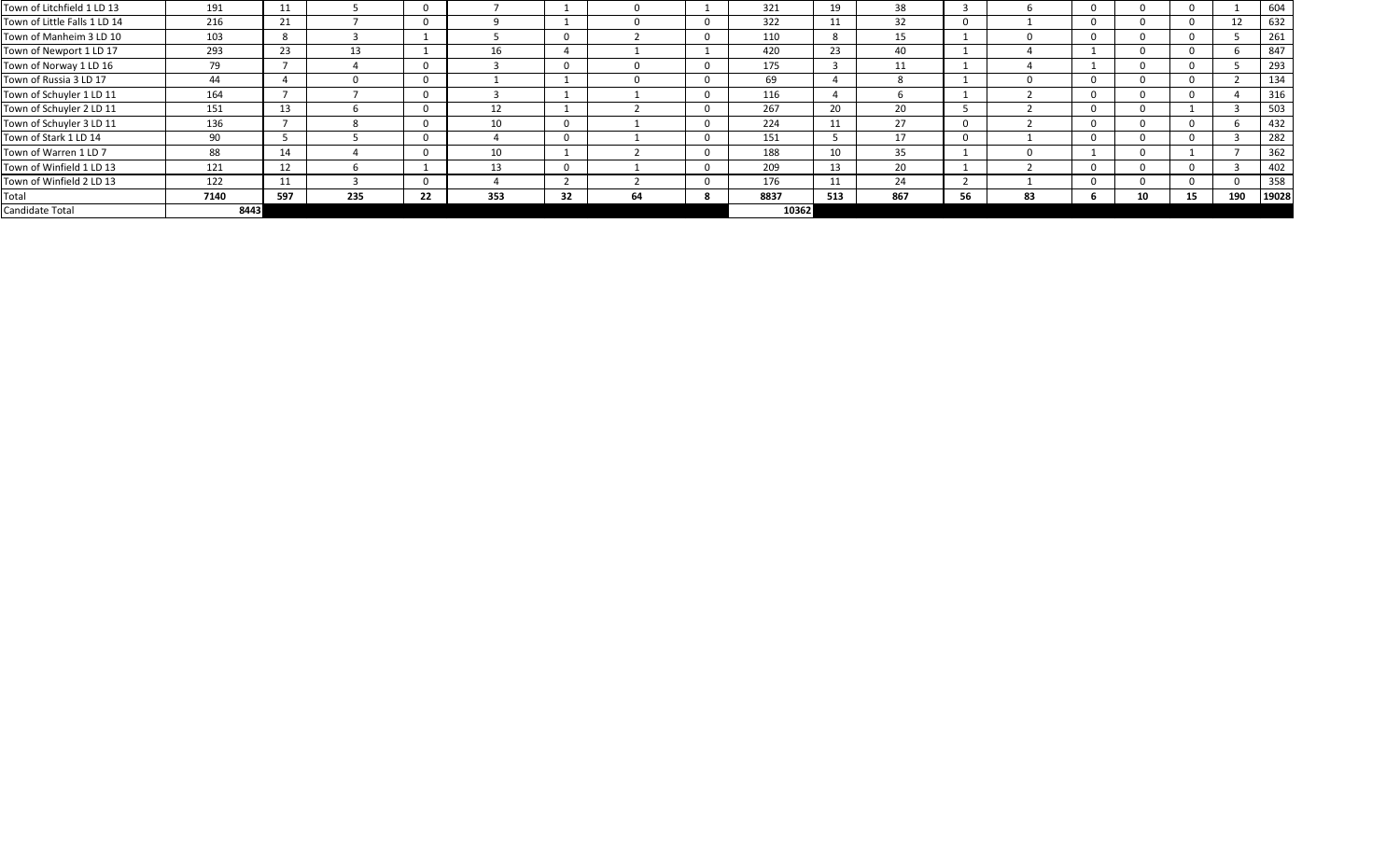| | | | | | | | | | | | | | | | | | | | |
|---|---|---|---|---|---|---|---|---|---|---|---|---|---|---|---|---|---|---|---|
| Town of Litchfield 1 LD 13 | 191 | 11 | 5 | 0 | 7 | 1 | 0 | 1 | 321 | 19 | 38 | 3 | 6 | 0 | 0 | 0 | 1 | 604 |
| Town of Little Falls 1 LD 14 | 216 | 21 | 7 | 0 | 9 | 1 | 0 | 0 | 322 | 11 | 32 | 0 | 1 | 0 | 0 | 0 | 12 | 632 |
| Town of Manheim 3 LD 10 | 103 | 8 | 3 | 1 | 5 | 0 | 2 | 0 | 110 | 8 | 15 | 1 | 0 | 0 | 0 | 0 | 5 | 261 |
| Town of Newport 1 LD 17 | 293 | 23 | 13 | 1 | 16 | 4 | 1 | 1 | 420 | 23 | 40 | 1 | 4 | 1 | 0 | 0 | 6 | 847 |
| Town of Norway 1 LD 16 | 79 | 7 | 4 | 0 | 3 | 0 | 0 | 0 | 175 | 3 | 11 | 1 | 4 | 1 | 0 | 0 | 5 | 293 |
| Town of Russia 3 LD 17 | 44 | 4 | 0 | 0 | 1 | 1 | 0 | 0 | 69 | 4 | 8 | 1 | 0 | 0 | 0 | 0 | 2 | 134 |
| Town of Schuyler 1 LD 11 | 164 | 7 | 7 | 0 | 3 | 1 | 1 | 0 | 116 | 4 | 6 | 1 | 2 | 0 | 0 | 0 | 4 | 316 |
| Town of Schuyler 2 LD 11 | 151 | 13 | 6 | 0 | 12 | 1 | 2 | 0 | 267 | 20 | 20 | 5 | 2 | 0 | 0 | 1 | 3 | 503 |
| Town of Schuyler 3 LD 11 | 136 | 7 | 8 | 0 | 10 | 0 | 1 | 0 | 224 | 11 | 27 | 0 | 2 | 0 | 0 | 0 | 6 | 432 |
| Town of Stark 1 LD 14 | 90 | 5 | 5 | 0 | 4 | 0 | 1 | 0 | 151 | 5 | 17 | 0 | 1 | 0 | 0 | 0 | 3 | 282 |
| Town of Warren 1 LD 7 | 88 | 14 | 4 | 0 | 10 | 1 | 2 | 0 | 188 | 10 | 35 | 1 | 0 | 1 | 0 | 1 | 7 | 362 |
| Town of Winfield 1 LD 13 | 121 | 12 | 6 | 1 | 13 | 0 | 1 | 0 | 209 | 13 | 20 | 1 | 2 | 0 | 0 | 0 | 3 | 402 |
| Town of Winfield 2 LD 13 | 122 | 11 | 3 | 0 | 4 | 2 | 2 | 0 | 176 | 11 | 24 | 2 | 1 | 0 | 0 | 0 | 0 | 358 |
| **Total** | **7140** | **597** | **235** | **22** | **353** | **32** | **64** | **8** | **8837** | **513** | **867** | **56** | **83** | **6** | **10** | **15** | **190** | **19028** |
| Candidate Total | 8443 | | | | | | | | 10362 | | | | | | | | | |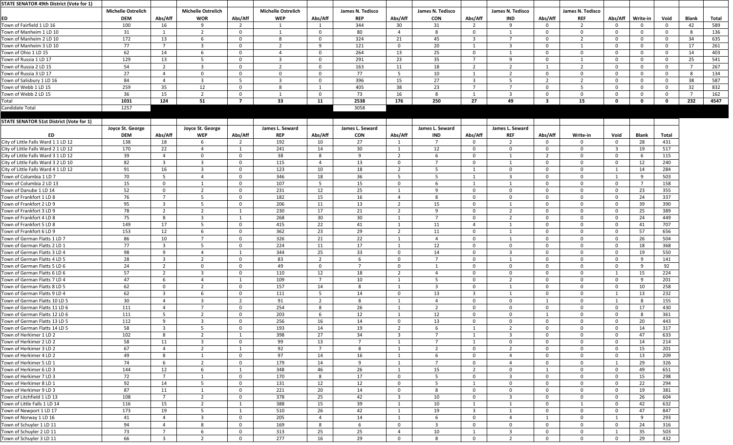**STATE SENATOR 49th District (Vote for 1)**

| ED | Michelle Ostrelich DEM | Abs/Aff | Michelle Ostrelich WOR | Abs/Aff | Michelle Ostrelich WEP | Abs/Aff | James N. Tedisco REP | Abs/Aff | James N. Tedisco CON | Abs/Aff | James N. Tedisco IND | Abs/Aff | James N. Tedisco REF | Abs/Aff | Write-in | Void | Blank | Total |
|---|---|---|---|---|---|---|---|---|---|---|---|---|---|---|---|---|---|---|
| Town of Fairfield 1 LD 16 | 100 | 16 | 9 | 2 | 1 | 1 | 344 | 30 | 31 | 2 | 9 | 0 | 2 | 0 | 0 | 0 | 42 | 589 |
| Town of Manheim 1 LD 10 | 31 | 1 | 2 | 0 | 1 | 0 | 80 | 4 | 8 | 0 | 1 | 0 | 0 | 0 | 0 | 0 | 8 | 136 |
| Town of Manheim 2 LD 10 | 172 | 13 | 6 | 0 | 8 | 0 | 324 | 21 | 45 | 3 | 7 | 0 | 2 | 0 | 0 | 0 | 34 | 635 |
| Town of Manheim 3 LD 10 | 77 | 7 | 3 | 0 | 2 | 9 | 121 | 0 | 20 | 1 | 3 | 0 | 1 | 0 | 0 | 0 | 17 | 261 |
| Town of Ohio 1 LD 15 | 62 | 14 | 6 | 0 | 4 | 0 | 264 | 13 | 25 | 0 | 1 | 0 | 0 | 0 | 0 | 0 | 14 | 403 |
| Town of Russia 1 LD 17 | 129 | 13 | 5 | 0 | 3 | 0 | 291 | 23 | 35 | 7 | 9 | 0 | 1 | 0 | 0 | 0 | 25 | 541 |
| Town of Russia 2 LD 15 | 54 | 2 | 3 | 0 | 2 | 0 | 163 | 11 | 18 | 2 | 2 | 1 | 2 | 0 | 0 | 0 | 7 | 267 |
| Town of Russia 3 LD 17 | 27 | 4 | 0 | 0 | 0 | 0 | 77 | 5 | 10 | 1 | 2 | 0 | 0 | 0 | 0 | 0 | 8 | 134 |
| Town of Salisbury 1 LD 16 | 84 | 4 | 3 | 5 | 3 | 0 | 396 | 15 | 27 | 3 | 5 | 2 | 2 | 0 | 0 | 0 | 38 | 587 |
| Town of Webb 1 LD 15 | 259 | 35 | 12 | 0 | 8 | 1 | 405 | 38 | 23 | 7 | 7 | 0 | 5 | 0 | 0 | 0 | 32 | 832 |
| Town of Webb 2 LD 15 | 36 | 15 | 2 | 0 | 1 | 0 | 73 | 16 | 8 | 1 | 3 | 0 | 0 | 0 | 0 | 0 | 7 | 162 |
| **Total** | **1031** | **124** | **51** | **7** | **33** | **11** | **2538** | **176** | **250** | **27** | **49** | **3** | **15** | **0** | **0** | **0** | **232** | **4547** |
| Candidate Total | 1257 | | | | | | 3058 | | | | | | | | | | | |

**STATE SENATOR 51st District (Vote for 1)**

| ED | Joyce St. George DEM | Abs/Aff | Joyce St. George WEP | Abs/Aff | James L. Seward REP | Abs/Aff | James L. Seward CON | Abs/Aff | James L. Seward IND | Abs/Aff | James L. Seward REF | Abs/Aff | Write-in | Void | Blank | Total |
|---|---|---|---|---|---|---|---|---|---|---|---|---|---|---|---|---|
| City of Little Falls Ward 1 1 LD 12 | 138 | 18 | 6 | 2 | 192 | 10 | 27 | 1 | 7 | 0 | 2 | 0 | 0 | 0 | 28 | 431 |
| City of Little Falls Ward 2 1 LD 12 | 170 | 22 | 4 | 1 | 241 | 14 | 30 | 1 | 12 | 0 | 0 | 0 | 0 | 3 | 19 | 517 |
| City of Little Falls Ward 3 1 LD 12 | 39 | 4 | 0 | 0 | 38 | 8 | 9 | 2 | 6 | 0 | 1 | 2 | 0 | 0 | 6 | 115 |
| City of Little Falls Ward 3 2 LD 10 | 82 | 3 | 3 | 0 | 115 | 4 | 13 | 0 | 7 | 0 | 1 | 0 | 0 | 0 | 12 | 240 |
| City of Little Falls Ward 4 1 LD 12 | 91 | 16 | 3 | 0 | 123 | 10 | 18 | 2 | 5 | 1 | 0 | 0 | 0 | 1 | 14 | 284 |
| Town of Columbia 1 LD 7 | 70 | 5 | 4 | 0 | 346 | 18 | 36 | 5 | 5 | 1 | 3 | 0 | 0 | 1 | 9 | 503 |
| Town of Columbia 2 LD 13 | 15 | 0 | 1 | 0 | 107 | 5 | 15 | 0 | 6 | 1 | 1 | 0 | 0 | 0 | 7 | 158 |
| Town of Danube 1 LD 14 | 52 | 0 | 2 | 0 | 231 | 12 | 25 | 1 | 9 | 0 | 0 | 0 | 0 | 0 | 23 | 355 |
| Town of Frankfort 1 LD 8 | 76 | 7 | 5 | 0 | 182 | 15 | 16 | 4 | 8 | 0 | 0 | 0 | 0 | 0 | 24 | 337 |
| Town of Frankfort 2 LD 9 | 95 | 3 | 5 | 0 | 206 | 11 | 13 | 2 | 15 | 0 | 1 | 0 | 0 | 0 | 39 | 390 |
| Town of Frankfort 3 LD 9 | 78 | 2 | 2 | 1 | 230 | 17 | 21 | 2 | 9 | 0 | 2 | 0 | 0 | 0 | 25 | 389 |
| Town of Frankfort 4 LD 8 | 75 | 8 | 3 | 1 | 268 | 30 | 30 | 1 | 7 | 0 | 2 | 0 | 0 | 0 | 24 | 449 |
| Town of Frankfort 5 LD 8 | 149 | 17 | 5 | 0 | 415 | 22 | 41 | 1 | 11 | 4 | 1 | 0 | 0 | 0 | 41 | 707 |
| Town of Frankfort 6 LD 9 | 153 | 12 | 6 | 0 | 362 | 23 | 29 | 2 | 11 | 0 | 1 | 0 | 0 | 0 | 57 | 656 |
| Town of German Flatts 1 LD 7 | 86 | 10 | 7 | 0 | 326 | 21 | 22 | 1 | 4 | 0 | 1 | 0 | 0 | 0 | 26 | 504 |
| Town of German Flatts 2 LD 1 | 77 | 3 | 5 | 0 | 224 | 11 | 17 | 1 | 12 | 0 | 0 | 0 | 0 | 0 | 18 | 368 |
| Town of German Flatts 3 LD 4 | 98 | 9 | 4 | 1 | 344 | 25 | 33 | 0 | 14 | 0 | 3 | 0 | 0 | 0 | 19 | 550 |
| Town of German Flatts 4 LD 5 | 28 | 3 | 2 | 0 | 83 | 2 | 6 | 0 | 7 | 0 | 1 | 0 | 0 | 0 | 9 | 141 |
| Town of German Flatts 5 LD 6 | 24 | 2 | 0 | 0 | 49 | 0 | 7 | 0 | 1 | 0 | 0 | 0 | 0 | 0 | 9 | 92 |
| Town of German Flatts 6 LD 6 | 57 | 2 | 3 | 0 | 110 | 12 | 18 | 2 | 4 | 0 | 0 | 0 | 0 | 1 | 15 | 224 |
| Town of German Flatts 7 LD 4 | 47 | 6 | 4 | 1 | 109 | 7 | 10 | 1 | 5 | 0 | 2 | 0 | 0 | 0 | 9 | 201 |
| Town of German Flatts 8 LD 5 | 62 | 0 | 2 | 0 | 157 | 14 | 8 | 1 | 3 | 0 | 1 | 0 | 0 | 0 | 10 | 258 |
| Town of German Flatts 9 LD 4 | 62 | 3 | 6 | 0 | 111 | 5 | 14 | 0 | 13 | 3 | 1 | 0 | 0 | 1 | 13 | 232 |
| Town of German Flatts 10 LD 5 | 30 | 4 | 3 | 2 | 91 | 2 | 8 | 1 | 4 | 0 | 0 | 1 | 0 | 1 | 8 | 155 |
| Town of German Flatts 11 LD 6 | 111 | 4 | 7 | 0 | 254 | 8 | 26 | 1 | 2 | 0 | 0 | 0 | 0 | 0 | 17 | 430 |
| Town of German Flatts 12 LD 6 | 111 | 5 | 2 | 0 | 203 | 6 | 12 | 1 | 12 | 0 | 0 | 1 | 0 | 0 | 8 | 361 |
| Town of German Flatts 13 LD 5 | 112 | 9 | 3 | 0 | 256 | 16 | 14 | 0 | 13 | 0 | 0 | 0 | 0 | 0 | 20 | 443 |
| Town of German Flatts 14 LD 5 | 58 | 3 | 5 | 0 | 193 | 14 | 19 | 2 | 6 | 1 | 2 | 0 | 0 | 0 | 14 | 317 |
| Town of Herkimer 1 LD 2 | 102 | 8 | 2 | 1 | 398 | 27 | 34 | 3 | 7 | 1 | 3 | 0 | 0 | 0 | 47 | 633 |
| Town of Herkimer 2 LD 2 | 58 | 11 | 3 | 0 | 99 | 13 | 7 | 1 | 7 | 1 | 0 | 0 | 0 | 0 | 14 | 214 |
| Town of Herkimer 3 LD 2 | 67 | 4 | 2 | 1 | 92 | 7 | 8 | 1 | 2 | 0 | 2 | 0 | 0 | 0 | 15 | 201 |
| Town of Herkimer 4 LD 2 | 49 | 8 | 1 | 0 | 97 | 14 | 16 | 1 | 6 | 0 | 4 | 0 | 0 | 0 | 13 | 209 |
| Town of Herkimer 5 LD 1 | 74 | 6 | 2 | 0 | 179 | 14 | 9 | 1 | 7 | 0 | 4 | 0 | 0 | 1 | 29 | 326 |
| Town of Herkimer 6 LD 3 | 144 | 12 | 6 | 1 | 348 | 46 | 26 | 1 | 15 | 2 | 0 | 1 | 0 | 0 | 49 | 651 |
| Town of Herkimer 7 LD 3 | 72 | 7 | 1 | 0 | 170 | 8 | 17 | 0 | 5 | 0 | 3 | 0 | 0 | 0 | 15 | 298 |
| Town of Herkimer 8 LD 1 | 92 | 14 | 5 | 0 | 131 | 12 | 12 | 0 | 5 | 1 | 0 | 0 | 0 | 0 | 22 | 294 |
| Town of Herkimer 9 LD 3 | 87 | 11 | 1 | 0 | 221 | 20 | 14 | 0 | 8 | 0 | 0 | 0 | 0 | 0 | 19 | 381 |
| Town of Litchfield 1 LD 13 | 108 | 7 | 2 | 0 | 378 | 25 | 42 | 3 | 10 | 0 | 3 | 0 | 0 | 0 | 26 | 604 |
| Town of Little Falls 1 LD 14 | 116 | 15 | 2 | 1 | 388 | 15 | 39 | 1 | 10 | 1 | 1 | 0 | 1 | 0 | 42 | 632 |
| Town of Newport 1 LD 17 | 173 | 19 | 5 | 1 | 510 | 26 | 42 | 1 | 19 | 3 | 1 | 0 | 0 | 0 | 47 | 847 |
| Town of Norway 1 LD 16 | 41 | 4 | 3 | 0 | 205 | 4 | 14 | 1 | 6 | 0 | 4 | 1 | 0 | 1 | 9 | 293 |
| Town of Schuyler 1 LD 11 | 94 | 4 | 8 | 0 | 169 | 8 | 6 | 0 | 3 | 0 | 0 | 0 | 0 | 0 | 24 | 316 |
| Town of Schuyler 2 LD 11 | 73 | 7 | 6 | 0 | 313 | 25 | 25 | 4 | 10 | 1 | 3 | 0 | 0 | 1 | 35 | 503 |
| Town of Schuyler 3 LD 11 | 66 | 3 | 2 | 0 | 277 | 16 | 29 | 0 | 8 | 0 | 2 | 0 | 0 | 0 | 29 | 432 |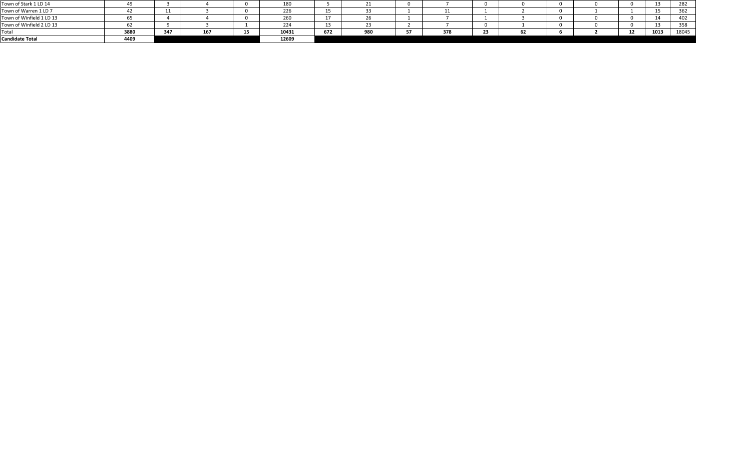| | | | | | | | | | | | | | | | | | |
|---|---|---|---|---|---|---|---|---|---|---|---|---|---|---|---|---|---|
| Town of Stark 1 LD 14 | 49 | 3 | 4 | 0 | 180 | 5 | 21 | 0 | 7 | 0 | 0 | 0 | 0 | 0 | 13 | 282 |
| Town of Warren 1 LD 7 | 42 | 11 | 3 | 0 | 226 | 15 | 33 | 1 | 11 | 1 | 2 | 0 | 1 | 1 | 15 | 362 |
| Town of Winfield 1 LD 13 | 65 | 4 | 4 | 0 | 260 | 17 | 26 | 1 | 7 | 1 | 3 | 0 | 0 | 0 | 14 | 402 |
| Town of Winfield 2 LD 13 | 62 | 9 | 3 | 1 | 224 | 13 | 23 | 2 | 7 | 0 | 1 | 0 | 0 | 0 | 13 | 358 |
| Total | **3880** | **347** | **167** | **15** | **10431** | **672** | **980** | **57** | **378** | **23** | **62** | **6** | **2** | **12** | **1013** | 18045 |
| **Candidate Total** | **4409** | | | | **12609** | | | | | | | | | | | |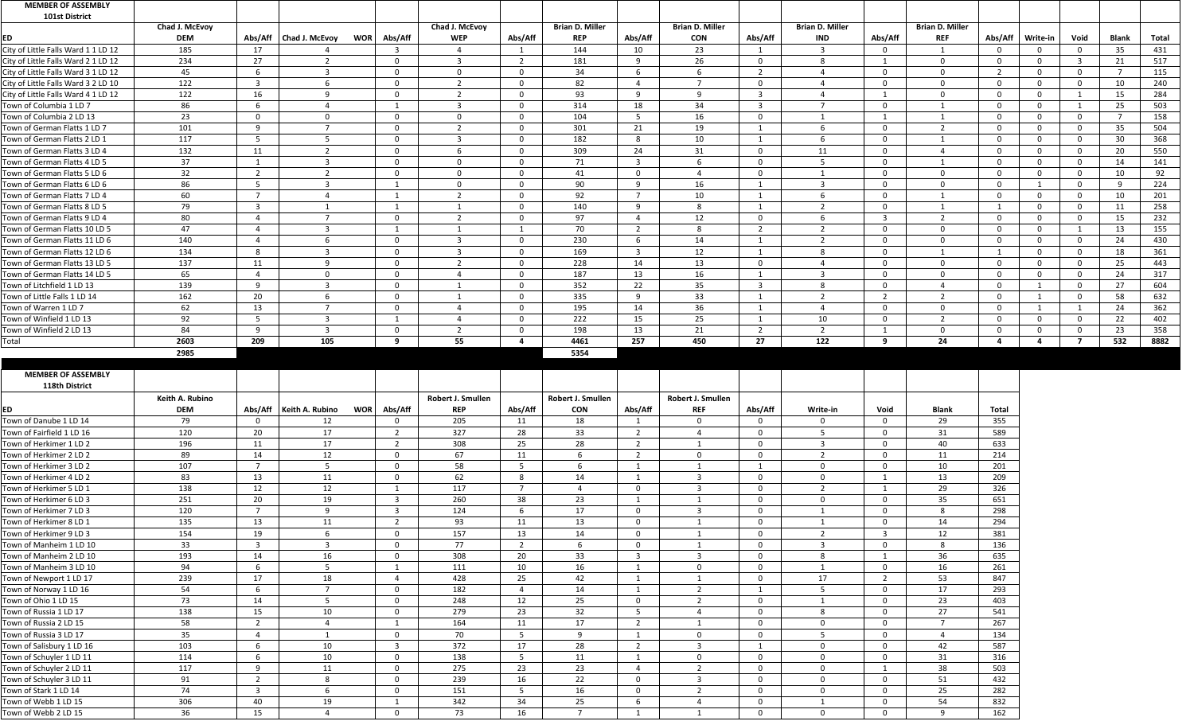## MEMBER OF ASSEMBLY 101st District

| ED | Chad J. McEvoy DEM | Abs/Aff | Chad J. McEvoy WOR | Abs/Aff | Chad J. McEvoy WEP | Abs/Aff | Brian D. Miller REP | Abs/Aff | Brian D. Miller CON | Abs/Aff | Brian D. Miller IND | Abs/Aff | Brian D. Miller REF | Abs/Aff | Write-in | Void | Blank | Total |
|---|---|---|---|---|---|---|---|---|---|---|---|---|---|---|---|---|---|---|
| City of Little Falls Ward 1 1 LD 12 | 185 | 17 | 4 | 3 | 4 | 1 | 144 | 10 | 23 | 1 | 3 | 0 | 1 | 0 | 0 | 0 | 35 | 431 |
| City of Little Falls Ward 2 1 LD 12 | 234 | 27 | 2 | 0 | 3 | 2 | 181 | 9 | 26 | 0 | 8 | 1 | 0 | 0 | 0 | 3 | 21 | 517 |
| City of Little Falls Ward 3 1 LD 12 | 45 | 6 | 3 | 0 | 0 | 0 | 34 | 6 | 6 | 2 | 4 | 0 | 0 | 2 | 0 | 0 | 7 | 115 |
| City of Little Falls Ward 3 2 LD 10 | 122 | 3 | 6 | 0 | 2 | 0 | 82 | 4 | 7 | 0 | 4 | 0 | 0 | 0 | 0 | 0 | 10 | 240 |
| City of Little Falls Ward 4 1 LD 12 | 122 | 16 | 9 | 0 | 2 | 0 | 93 | 9 | 9 | 3 | 4 | 1 | 0 | 0 | 0 | 1 | 15 | 284 |
| Town of Columbia 1 LD 7 | 86 | 6 | 4 | 1 | 3 | 0 | 314 | 18 | 34 | 3 | 7 | 0 | 1 | 0 | 0 | 1 | 25 | 503 |
| Town of Columbia 2 LD 13 | 23 | 0 | 0 | 0 | 0 | 0 | 104 | 5 | 16 | 0 | 1 | 1 | 1 | 0 | 0 | 0 | 7 | 158 |
| Town of German Flatts 1 LD 7 | 101 | 9 | 7 | 0 | 2 | 0 | 301 | 21 | 19 | 1 | 6 | 0 | 2 | 0 | 0 | 0 | 35 | 504 |
| Town of German Flatts 2 LD 1 | 117 | 5 | 5 | 0 | 3 | 0 | 182 | 8 | 10 | 1 | 6 | 0 | 1 | 0 | 0 | 0 | 30 | 368 |
| Town of German Flatts 3 LD 4 | 132 | 11 | 2 | 0 | 6 | 0 | 309 | 24 | 31 | 0 | 11 | 0 | 4 | 0 | 0 | 0 | 20 | 550 |
| Town of German Flatts 4 LD 5 | 37 | 1 | 3 | 0 | 0 | 0 | 71 | 3 | 6 | 0 | 5 | 0 | 1 | 0 | 0 | 0 | 14 | 141 |
| Town of German Flatts 5 LD 6 | 32 | 2 | 2 | 0 | 0 | 0 | 41 | 0 | 4 | 0 | 1 | 0 | 0 | 0 | 0 | 0 | 10 | 92 |
| Town of German Flatts 6 LD 6 | 86 | 5 | 3 | 1 | 0 | 0 | 90 | 9 | 16 | 1 | 3 | 0 | 0 | 0 | 1 | 0 | 9 | 224 |
| Town of German Flatts 7 LD 4 | 60 | 7 | 4 | 1 | 2 | 0 | 92 | 7 | 10 | 1 | 6 | 0 | 1 | 0 | 0 | 0 | 10 | 201 |
| Town of German Flatts 8 LD 5 | 79 | 3 | 1 | 1 | 1 | 0 | 140 | 9 | 8 | 1 | 2 | 0 | 1 | 1 | 0 | 0 | 11 | 258 |
| Town of German Flatts 9 LD 4 | 80 | 4 | 7 | 0 | 2 | 0 | 97 | 4 | 12 | 0 | 6 | 3 | 2 | 0 | 0 | 0 | 15 | 232 |
| Town of German Flatts 10 LD 5 | 47 | 4 | 3 | 1 | 1 | 1 | 70 | 2 | 8 | 2 | 2 | 0 | 0 | 0 | 0 | 1 | 13 | 155 |
| Town of German Flatts 11 LD 6 | 140 | 4 | 6 | 0 | 3 | 0 | 230 | 6 | 14 | 1 | 2 | 0 | 0 | 0 | 0 | 0 | 24 | 430 |
| Town of German Flatts 12 LD 6 | 134 | 8 | 3 | 0 | 3 | 0 | 169 | 3 | 12 | 1 | 8 | 0 | 1 | 1 | 0 | 0 | 18 | 361 |
| Town of German Flatts 13 LD 5 | 137 | 11 | 9 | 0 | 2 | 0 | 228 | 14 | 13 | 0 | 4 | 0 | 0 | 0 | 0 | 0 | 25 | 443 |
| Town of German Flatts 14 LD 5 | 65 | 4 | 0 | 0 | 4 | 0 | 187 | 13 | 16 | 1 | 3 | 0 | 0 | 0 | 0 | 0 | 24 | 317 |
| Town of Litchfield 1 LD 13 | 139 | 9 | 3 | 0 | 1 | 0 | 352 | 22 | 35 | 3 | 8 | 0 | 4 | 0 | 1 | 0 | 27 | 604 |
| Town of Little Falls 1 LD 14 | 162 | 20 | 6 | 0 | 1 | 0 | 335 | 9 | 33 | 1 | 2 | 2 | 2 | 0 | 1 | 0 | 58 | 632 |
| Town of Warren 1 LD 7 | 62 | 13 | 7 | 0 | 4 | 0 | 195 | 14 | 36 | 1 | 4 | 0 | 0 | 0 | 1 | 1 | 24 | 362 |
| Town of Winfield 1 LD 13 | 92 | 5 | 3 | 1 | 4 | 0 | 222 | 15 | 25 | 1 | 10 | 0 | 2 | 0 | 0 | 0 | 22 | 402 |
| Town of Winfield 2 LD 13 | 84 | 9 | 3 | 0 | 2 | 0 | 198 | 13 | 21 | 2 | 2 | 1 | 0 | 0 | 0 | 0 | 23 | 358 |
| Total | 2603 | 209 | 105 | 9 | 55 | 4 | 4461 | 257 | 450 | 27 | 122 | 9 | 24 | 4 | 4 | 7 | 532 | 8882 |
| | 2985 | | | | | | 5354 | | | | | | | | | | | |

## MEMBER OF ASSEMBLY 118th District

| ED | Keith A. Rubino DEM | Abs/Aff | Keith A. Rubino WOR | Abs/Aff | Robert J. Smullen REP | Abs/Aff | Robert J. Smullen CON | Abs/Aff | Robert J. Smullen REF | Abs/Aff | Write-in | Void | Blank | Total |
|---|---|---|---|---|---|---|---|---|---|---|---|---|---|---|
| Town of Danube 1 LD 14 | 79 | 0 | 12 | 0 | 205 | 11 | 18 | 1 | 0 | 0 | 0 | 0 | 29 | 355 |
| Town of Fairfield 1 LD 16 | 120 | 20 | 17 | 2 | 327 | 28 | 33 | 2 | 4 | 0 | 5 | 0 | 31 | 589 |
| Town of Herkimer 1 LD 2 | 196 | 11 | 17 | 2 | 308 | 25 | 28 | 2 | 1 | 0 | 3 | 0 | 40 | 633 |
| Town of Herkimer 2 LD 2 | 89 | 14 | 12 | 0 | 67 | 11 | 6 | 2 | 0 | 0 | 2 | 0 | 11 | 214 |
| Town of Herkimer 3 LD 2 | 107 | 7 | 5 | 0 | 58 | 5 | 6 | 1 | 1 | 1 | 0 | 0 | 10 | 201 |
| Town of Herkimer 4 LD 2 | 83 | 13 | 11 | 0 | 62 | 8 | 14 | 1 | 3 | 0 | 0 | 1 | 13 | 209 |
| Town of Herkimer 5 LD 1 | 138 | 12 | 12 | 1 | 117 | 7 | 4 | 0 | 3 | 0 | 2 | 1 | 29 | 326 |
| Town of Herkimer 6 LD 3 | 251 | 20 | 19 | 3 | 260 | 38 | 23 | 1 | 1 | 0 | 0 | 0 | 35 | 651 |
| Town of Herkimer 7 LD 3 | 120 | 7 | 9 | 3 | 124 | 6 | 17 | 0 | 3 | 0 | 1 | 0 | 8 | 298 |
| Town of Herkimer 8 LD 1 | 135 | 13 | 11 | 2 | 93 | 11 | 13 | 0 | 1 | 0 | 1 | 0 | 14 | 294 |
| Town of Herkimer 9 LD 3 | 154 | 19 | 6 | 0 | 157 | 13 | 14 | 0 | 1 | 0 | 2 | 3 | 12 | 381 |
| Town of Manheim 1 LD 10 | 33 | 3 | 3 | 0 | 77 | 2 | 6 | 0 | 1 | 0 | 3 | 0 | 8 | 136 |
| Town of Manheim 2 LD 10 | 193 | 14 | 16 | 0 | 308 | 20 | 33 | 3 | 3 | 0 | 8 | 1 | 36 | 635 |
| Town of Manheim 3 LD 10 | 94 | 6 | 5 | 1 | 111 | 10 | 16 | 1 | 0 | 0 | 1 | 0 | 16 | 261 |
| Town of Newport 1 LD 17 | 239 | 17 | 18 | 4 | 428 | 25 | 42 | 1 | 1 | 0 | 17 | 2 | 53 | 847 |
| Town of Norway 1 LD 16 | 54 | 6 | 7 | 0 | 182 | 4 | 14 | 1 | 2 | 1 | 5 | 0 | 17 | 293 |
| Town of Ohio 1 LD 15 | 73 | 14 | 5 | 0 | 248 | 12 | 25 | 0 | 2 | 0 | 1 | 0 | 23 | 403 |
| Town of Russia 1 LD 17 | 138 | 15 | 10 | 0 | 279 | 23 | 32 | 5 | 4 | 0 | 8 | 0 | 27 | 541 |
| Town of Russia 2 LD 15 | 58 | 2 | 4 | 1 | 164 | 11 | 17 | 2 | 1 | 0 | 0 | 0 | 7 | 267 |
| Town of Russia 3 LD 17 | 35 | 4 | 1 | 0 | 70 | 5 | 9 | 1 | 0 | 0 | 5 | 0 | 4 | 134 |
| Town of Salisbury 1 LD 16 | 103 | 6 | 10 | 3 | 372 | 17 | 28 | 2 | 3 | 1 | 0 | 0 | 42 | 587 |
| Town of Schuyler 1 LD 11 | 114 | 6 | 10 | 0 | 138 | 5 | 11 | 1 | 0 | 0 | 0 | 0 | 31 | 316 |
| Town of Schuyler 2 LD 11 | 117 | 9 | 11 | 0 | 275 | 23 | 23 | 4 | 2 | 0 | 0 | 1 | 38 | 503 |
| Town of Schuyler 3 LD 11 | 91 | 2 | 8 | 0 | 239 | 16 | 22 | 0 | 3 | 0 | 0 | 0 | 51 | 432 |
| Town of Stark 1 LD 14 | 74 | 3 | 6 | 0 | 151 | 5 | 16 | 0 | 2 | 0 | 0 | 0 | 25 | 282 |
| Town of Webb 1 LD 15 | 306 | 40 | 19 | 1 | 342 | 34 | 25 | 6 | 4 | 0 | 1 | 0 | 54 | 832 |
| Town of Webb 2 LD 15 | 36 | 15 | 4 | 0 | 73 | 16 | 7 | 1 | 1 | 0 | 0 | 0 | 9 | 162 |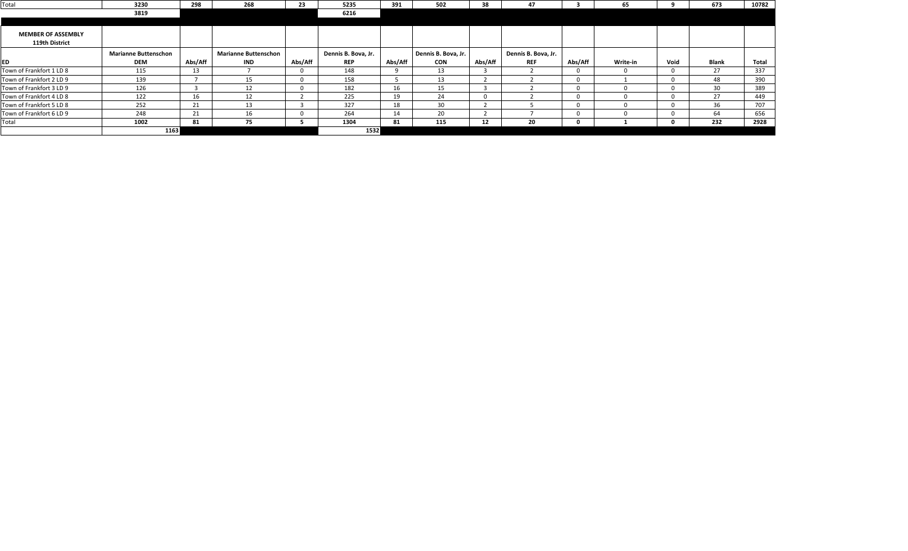| Total | 3230 | 298 | 268 | 23 | 5235 | 391 | 502 | 38 | 47 | 3 | 65 | 9 | 673 | 10782 |
|---|---|---|---|---|---|---|---|---|---|---|---|---|---|---|
| | 3819 | | | | 6216 | | | | | | | | | |

| MEMBER OF ASSEMBLY 119th District | | | | | | | | | | | | | | |
|---|---|---|---|---|---|---|---|---|---|---|---|---|---|---|
| ED | Marianne Buttenschon DEM | Abs/Aff | Marianne Buttenschon IND | Abs/Aff | Dennis B. Bova, Jr. REP | Abs/Aff | Dennis B. Bova, Jr. CON | Abs/Aff | Dennis B. Bova, Jr. REF | Abs/Aff | Write-in | Void | Blank | Total |
| Town of Frankfort 1 LD 8 | 115 | 13 | 7 | 0 | 148 | 9 | 13 | 3 | 2 | 0 | 0 | 0 | 27 | 337 |
| Town of Frankfort 2 LD 9 | 139 | 7 | 15 | 0 | 158 | 5 | 13 | 2 | 2 | 0 | 1 | 0 | 48 | 390 |
| Town of Frankfort 3 LD 9 | 126 | 3 | 12 | 0 | 182 | 16 | 15 | 3 | 2 | 0 | 0 | 0 | 30 | 389 |
| Town of Frankfort 4 LD 8 | 122 | 16 | 12 | 2 | 225 | 19 | 24 | 0 | 2 | 0 | 0 | 0 | 27 | 449 |
| Town of Frankfort 5 LD 8 | 252 | 21 | 13 | 3 | 327 | 18 | 30 | 2 | 5 | 0 | 0 | 0 | 36 | 707 |
| Town of Frankfort 6 LD 9 | 248 | 21 | 16 | 0 | 264 | 14 | 20 | 2 | 7 | 0 | 0 | 0 | 64 | 656 |
| Total | 1002 | 81 | 75 | 5 | 1304 | 81 | 115 | 12 | 20 | 0 | 1 | 0 | 232 | 2928 |
| | 1163 | | | | 1532 | | | | | | | | | |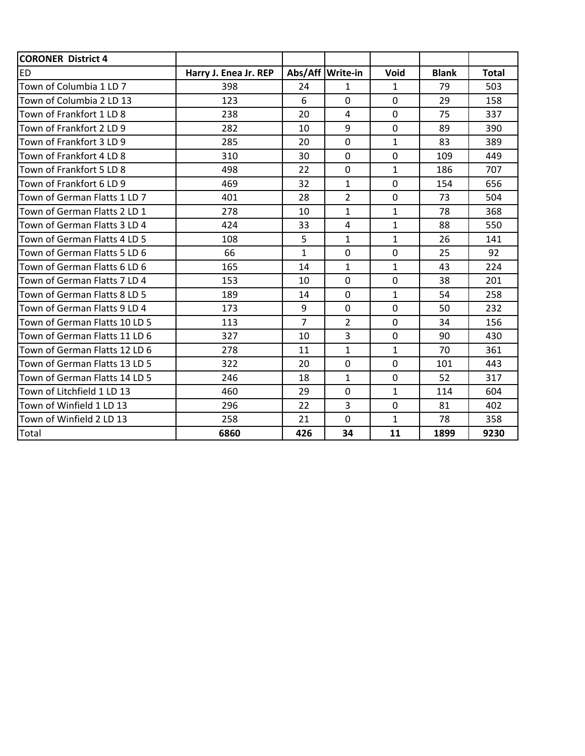| CORONER District 4 | | | | | | |
|---|---|---|---|---|---|---|
| ED | Harry J. Enea Jr. REP | Abs/Aff | Write-in | Void | Blank | Total |
| Town of Columbia 1 LD 7 | 398 | 24 | 1 | 1 | 79 | 503 |
| Town of Columbia 2 LD 13 | 123 | 6 | 0 | 0 | 29 | 158 |
| Town of Frankfort 1 LD 8 | 238 | 20 | 4 | 0 | 75 | 337 |
| Town of Frankfort 2 LD 9 | 282 | 10 | 9 | 0 | 89 | 390 |
| Town of Frankfort 3 LD 9 | 285 | 20 | 0 | 1 | 83 | 389 |
| Town of Frankfort 4 LD 8 | 310 | 30 | 0 | 0 | 109 | 449 |
| Town of Frankfort 5 LD 8 | 498 | 22 | 0 | 1 | 186 | 707 |
| Town of Frankfort 6 LD 9 | 469 | 32 | 1 | 0 | 154 | 656 |
| Town of German Flatts 1 LD 7 | 401 | 28 | 2 | 0 | 73 | 504 |
| Town of German Flatts 2 LD 1 | 278 | 10 | 1 | 1 | 78 | 368 |
| Town of German Flatts 3 LD 4 | 424 | 33 | 4 | 1 | 88 | 550 |
| Town of German Flatts 4 LD 5 | 108 | 5 | 1 | 1 | 26 | 141 |
| Town of German Flatts 5 LD 6 | 66 | 1 | 0 | 0 | 25 | 92 |
| Town of German Flatts 6 LD 6 | 165 | 14 | 1 | 1 | 43 | 224 |
| Town of German Flatts 7 LD 4 | 153 | 10 | 0 | 0 | 38 | 201 |
| Town of German Flatts 8 LD 5 | 189 | 14 | 0 | 1 | 54 | 258 |
| Town of German Flatts 9 LD 4 | 173 | 9 | 0 | 0 | 50 | 232 |
| Town of German Flatts 10 LD 5 | 113 | 7 | 2 | 0 | 34 | 156 |
| Town of German Flatts 11 LD 6 | 327 | 10 | 3 | 0 | 90 | 430 |
| Town of German Flatts 12 LD 6 | 278 | 11 | 1 | 1 | 70 | 361 |
| Town of German Flatts 13 LD 5 | 322 | 20 | 0 | 0 | 101 | 443 |
| Town of German Flatts 14 LD 5 | 246 | 18 | 1 | 0 | 52 | 317 |
| Town of Litchfield 1 LD 13 | 460 | 29 | 0 | 1 | 114 | 604 |
| Town of Winfield 1 LD 13 | 296 | 22 | 3 | 0 | 81 | 402 |
| Town of Winfield 2 LD 13 | 258 | 21 | 0 | 1 | 78 | 358 |
| Total | **6860** | **426** | **34** | **11** | **1899** | **9230** |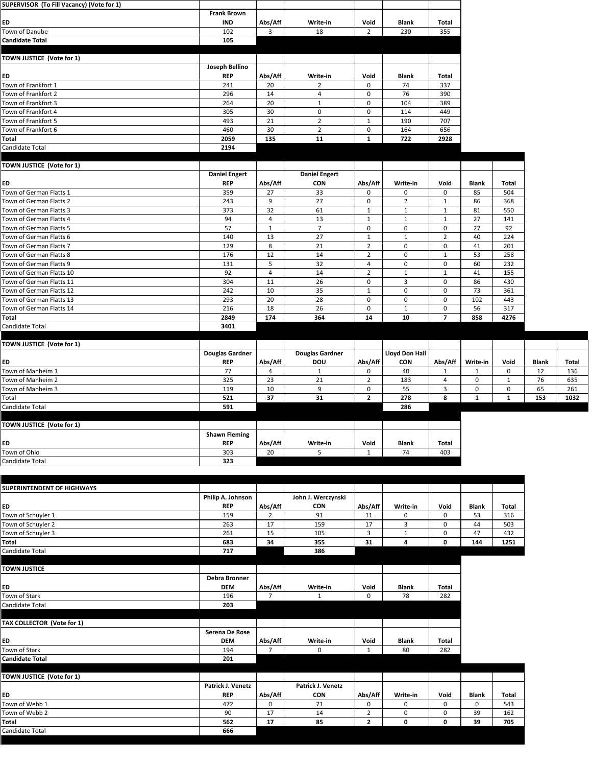| SUPERVISOR (To Fill Vacancy) (Vote for 1) | | | | | | |
|---|---|---|---|---|---|---|
| ED | Frank Brown IND | Abs/Aff | Write-in | Void | Blank | Total |
| Town of Danube | 102 | 3 | 18 | 2 | 230 | 355 |
| **Candidate Total** | **105** | | | | | |

| TOWN JUSTICE (Vote for 1) | | | | | | |
|---|---|---|---|---|---|---|
| ED | Joseph Bellino REP | Abs/Aff | Write-in | Void | Blank | Total |
| Town of Frankfort 1 | 241 | 20 | 2 | 0 | 74 | 337 |
| Town of Frankfort 2 | 296 | 14 | 4 | 0 | 76 | 390 |
| Town of Frankfort 3 | 264 | 20 | 1 | 0 | 104 | 389 |
| Town of Frankfort 4 | 305 | 30 | 0 | 0 | 114 | 449 |
| Town of Frankfort 5 | 493 | 21 | 2 | 1 | 190 | 707 |
| Town of Frankfort 6 | 460 | 30 | 2 | 0 | 164 | 656 |
| **Total** | **2059** | **135** | **11** | **1** | **722** | **2928** |
| Candidate Total | **2194** | | | | | |

| TOWN JUSTICE (Vote for 1) | | | | | | | | |
|---|---|---|---|---|---|---|---|---|
| ED | Daniel Engert REP | Abs/Aff | Daniel Engert CON | Abs/Aff | Write-in | Void | Blank | Total |
| Town of German Flatts 1 | 359 | 27 | 33 | 0 | 0 | 0 | 85 | 504 |
| Town of German Flatts 2 | 243 | 9 | 27 | 0 | 2 | 1 | 86 | 368 |
| Town of German Flatts 3 | 373 | 32 | 61 | 1 | 1 | 1 | 81 | 550 |
| Town of German Flatts 4 | 94 | 4 | 13 | 1 | 1 | 1 | 27 | 141 |
| Town of German Flatts 5 | 57 | 1 | 7 | 0 | 0 | 0 | 27 | 92 |
| Town of German Flatts 6 | 140 | 13 | 27 | 1 | 1 | 2 | 40 | 224 |
| Town of German Flatts 7 | 129 | 8 | 21 | 2 | 0 | 0 | 41 | 201 |
| Town of German Flatts 8 | 176 | 12 | 14 | 2 | 0 | 1 | 53 | 258 |
| Town of German Flatts 9 | 131 | 5 | 32 | 4 | 0 | 0 | 60 | 232 |
| Town of German Flatts 10 | 92 | 4 | 14 | 2 | 1 | 1 | 41 | 155 |
| Town of German Flatts 11 | 304 | 11 | 26 | 0 | 3 | 0 | 86 | 430 |
| Town of German Flatts 12 | 242 | 10 | 35 | 1 | 0 | 0 | 73 | 361 |
| Town of German Flatts 13 | 293 | 20 | 28 | 0 | 0 | 0 | 102 | 443 |
| Town of German Flatts 14 | 216 | 18 | 26 | 0 | 1 | 0 | 56 | 317 |
| **Total** | **2849** | **174** | **364** | **14** | **10** | **7** | **858** | **4276** |
| Candidate Total | **3401** | | | | | | | |

| TOWN JUSTICE (Vote for 1) | | | | | | | | | | |
|---|---|---|---|---|---|---|---|---|---|---|
| ED | Douglas Gardner REP | Abs/Aff | Douglas Gardner DOU | Abs/Aff | Lloyd Don Hall CON | Abs/Aff | Write-in | Void | Blank | Total |
| Town of Manheim 1 | 77 | 4 | 1 | 0 | 40 | 1 | 1 | 0 | 12 | 136 |
| Town of Manheim 2 | 325 | 23 | 21 | 2 | 183 | 4 | 0 | 1 | 76 | 635 |
| Town of Manheim 3 | 119 | 10 | 9 | 0 | 55 | 3 | 0 | 0 | 65 | 261 |
| Total | **521** | **37** | **31** | **2** | **278** | **8** | **1** | **1** | **153** | **1032** |
| Candidate Total | **591** | | | | **286** | | | | | |

| TOWN JUSTICE (Vote for 1) | | | | | | |
|---|---|---|---|---|---|---|
| ED | Shawn Fleming REP | Abs/Aff | Write-in | Void | Blank | Total |
| Town of Ohio | 303 | 20 | 5 | 1 | 74 | 403 |
| Candidate Total | **323** | | | | | |

| SUPERINTENDENT OF HIGHWAYS | | | | | | | | |
|---|---|---|---|---|---|---|---|---|
| ED | Philip A. Johnson REP | Abs/Aff | John J. Werczynski CON | Abs/Aff | Write-in | Void | Blank | Total |
| Town of Schuyler 1 | 159 | 2 | 91 | 11 | 0 | 0 | 53 | 316 |
| Town of Schuyler 2 | 263 | 17 | 159 | 17 | 3 | 0 | 44 | 503 |
| Town of Schuyler 3 | 261 | 15 | 105 | 3 | 1 | 0 | 47 | 432 |
| **Total** | **683** | **34** | **355** | **31** | **4** | **0** | **144** | **1251** |
| Candidate Total | **717** | | **386** | | | | | |

| TOWN JUSTICE | | | | | | |
|---|---|---|---|---|---|---|
| ED | Debra Bronner DEM | Abs/Aff | Write-in | Void | Blank | Total |
| Town of Stark | 196 | 7 | 1 | 0 | 78 | 282 |
| Candidate Total | **203** | | | | | |

| TAX COLLECTOR (Vote for 1) | | | | | | |
|---|---|---|---|---|---|---|
| ED | Serena De Rose DEM | Abs/Aff | Write-in | Void | Blank | Total |
| Town of Stark | 194 | 7 | 0 | 1 | 80 | 282 |
| **Candidate Total** | **201** | | | | | |

| TOWN JUSTICE (Vote for 1) | | | | | | | | |
|---|---|---|---|---|---|---|---|---|
| ED | Patrick J. Venetz REP | Abs/Aff | Patrick J. Venetz CON | Abs/Aff | Write-in | Void | Blank | Total |
| Town of Webb 1 | 472 | 0 | 71 | 0 | 0 | 0 | 0 | 543 |
| Town of Webb 2 | 90 | 17 | 14 | 2 | 0 | 0 | 39 | 162 |
| **Total** | **562** | **17** | **85** | **2** | **0** | **0** | **39** | **705** |
| Candidate Total | **666** | | | | | | | |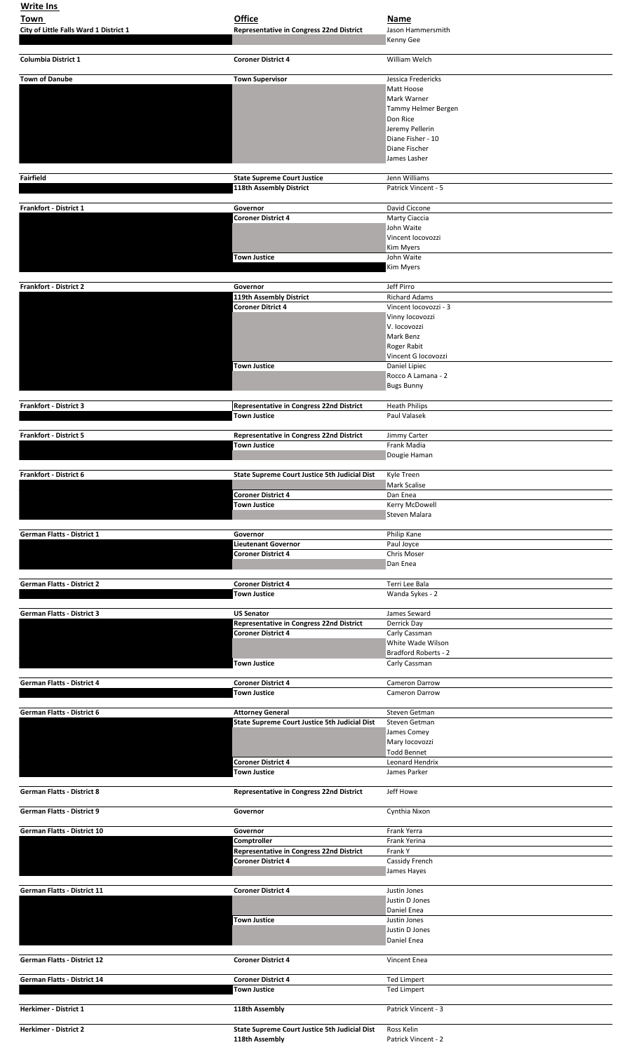## Write Ins

| Town | Office | Name |
|---|---|---|
| City of Little Falls Ward 1 District 1 | Representative in Congress 22nd District | Jason Hammersmith |
| | | Kenny Gee |
| Columbia District 1 | Coroner District 4 | William Welch |
| Town of Danube | Town Supervisor | Jessica Fredericks |
| | | Matt Hoose |
| | | Mark Warner |
| | | Tammy Helmer Bergen |
| | | Don Rice |
| | | Jeremy Pellerin |
| | | Diane Fisher - 10 |
| | | Diane Fischer |
| | | James Lasher |
| Fairfield | State Supreme Court Justice | Jenn Williams |
| | 118th Assembly District | Patrick Vincent - 5 |
| Frankfort - District 1 | Governor | David Ciccone |
| | Coroner District 4 | Marty Ciaccia |
| | | John Waite |
| | | Vincent Iocovozzi |
| | | Kim Myers |
| | Town Justice | John Waite |
| | | Kim Myers |
| Frankfort - District 2 | Governor | Jeff Pirro |
| | 119th Assembly District | Richard Adams |
| | Coroner Ditrict 4 | Vincent Iocovozzi - 3 |
| | | Vinny Iocovozzi |
| | | V. Iocovozzi |
| | | Mark Benz |
| | | Roger Rabit |
| | | Vincent G Iocovozzi |
| | Town Justice | Daniel Lipiec |
| | | Rocco A Lamana - 2 |
| | | Bugs Bunny |
| Frankfort - District 3 | Representative in Congress 22nd District | Heath Philips |
| | Town Justice | Paul Valasek |
| Frankfort - District 5 | Representative in Congress 22nd District | Jimmy Carter |
| | Town Justice | Frank Madia |
| | | Dougie Haman |
| Frankfort - District 6 | State Supreme Court Justice 5th Judicial Dist | Kyle Treen |
| | | Mark Scalise |
| | Coroner District 4 | Dan Enea |
| | Town Justice | Kerry McDowell |
| | | Steven Malara |
| German Flatts - District 1 | Governor | Philip Kane |
| | Lieutenant Governor | Paul Joyce |
| | Coroner District 4 | Chris Moser |
| | | Dan Enea |
| German Flatts - District 2 | Coroner District 4 | Terri Lee Bala |
| | Town Justice | Wanda Sykes - 2 |
| German Flatts - District 3 | US Senator | James Seward |
| | Representative in Congress 22nd District | Derrick Day |
| | Coroner District 4 | Carly Cassman |
| | | White Wade Wilson |
| | | Bradford Roberts - 2 |
| | Town Justice | Carly Cassman |
| German Flatts - District 4 | Coroner District 4 | Cameron Darrow |
| | Town Justice | Cameron Darrow |
| German Flatts - District 6 | Attorney General | Steven Getman |
| | State Supreme Court Justice 5th Judicial Dist | Steven Getman |
| | | James Comey |
| | | Mary Iocovozzi |
| | | Todd Bennet |
| | Coroner District 4 | Leonard Hendrix |
| | Town Justice | James Parker |
| German Flatts - District 8 | Representative in Congress 22nd District | Jeff Howe |
| German Flatts - District 9 | Governor | Cynthia Nixon |
| German Flatts - District 10 | Governor | Frank Yerra |
| | Comptroller | Frank Yerina |
| | Representative in Congress 22nd District | Frank Y |
| | Coroner District 4 | Cassidy French |
| | | James Hayes |
| German Flatts - District 11 | Coroner District 4 | Justin Jones |
| | | Justin D Jones |
| | | Daniel Enea |
| | Town Justice | Justin Jones |
| | | Justin D Jones |
| | | Daniel Enea |
| German Flatts - District 12 | Coroner District 4 | Vincent Enea |
| German Flatts - District 14 | Coroner District 4 | Ted Limpert |
| | Town Justice | Ted Limpert |
| Herkimer - District 1 | 118th Assembly | Patrick Vincent - 3 |
| Herkimer - District 2 | State Supreme Court Justice 5th Judicial Dist | Ross Kelin |
| | 118th Assembly | Patrick Vincent - 2 |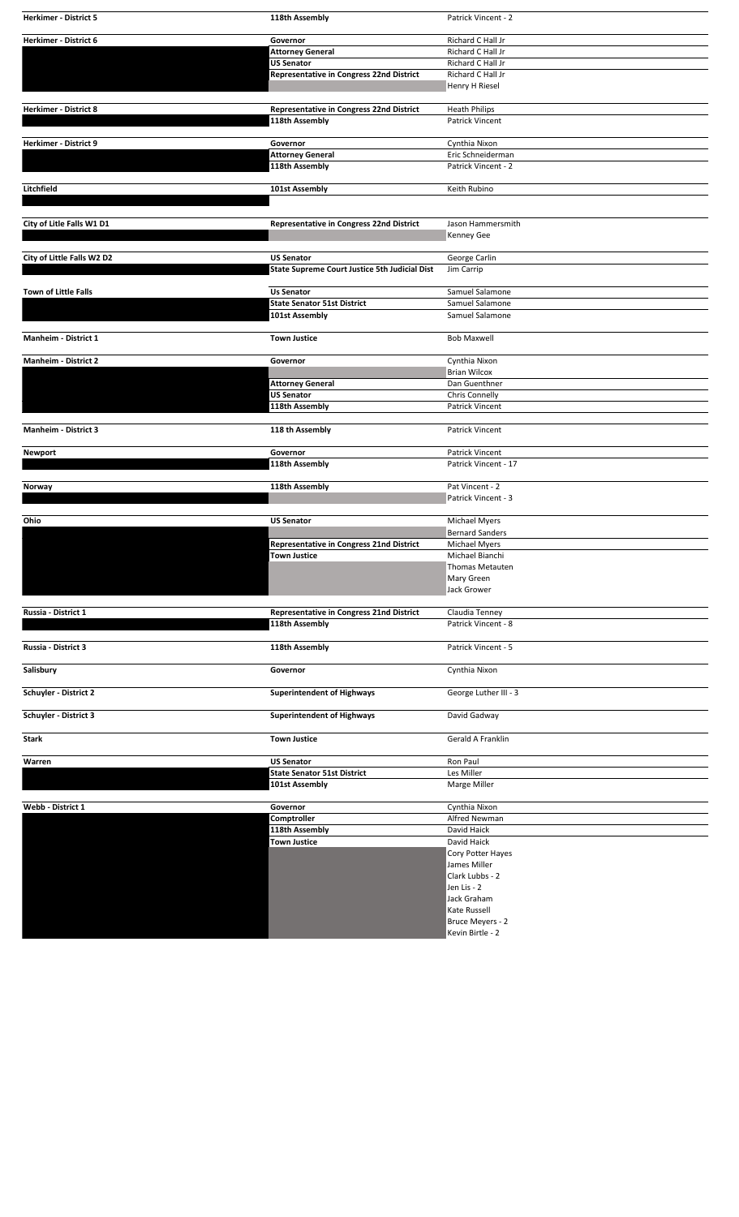| | | |
|---|---|---|
| **Herkimer - District 5** | **118th Assembly** | Patrick Vincent - 2 |
| **Herkimer - District 6** | **Governor** | Richard C Hall Jr |
| | **Attorney General** | Richard C Hall Jr |
| | **US Senator** | Richard C Hall Jr |
| | **Representative in Congress 22nd District** | Richard C Hall Jr |
| | | Henry H Riesel |
| **Herkimer - District 8** | **Representative in Congress 22nd District** | Heath Philips |
| | **118th Assembly** | Patrick Vincent |
| **Herkimer - District 9** | **Governor** | Cynthia Nixon |
| | **Attorney General** | Eric Schneiderman |
| | **118th Assembly** | Patrick Vincent - 2 |
| **Litchfield** | **101st Assembly** | Keith Rubino |
| **City of Litle Falls W1 D1** | **Representative in Congress 22nd District** | Jason Hammersmith |
| | | Kenney Gee |
| **City of Little Falls W2 D2** | **US Senator** | George Carlin |
| | **State Supreme Court Justice 5th Judicial Dist** | Jim Carrip |
| **Town of Little Falls** | **Us Senator** | Samuel Salamone |
| | **State Senator 51st District** | Samuel Salamone |
| | **101st Assembly** | Samuel Salamone |
| **Manheim - District 1** | **Town Justice** | Bob Maxwell |
| **Manheim - District 2** | **Governor** | Cynthia Nixon |
| | | Brian Wilcox |
| | **Attorney General** | Dan Guenthner |
| | **US Senator** | Chris Connelly |
| | **118th Assembly** | Patrick Vincent |
| **Manheim - District 3** | **118 th Assembly** | Patrick Vincent |
| **Newport** | **Governor** | Patrick Vincent |
| | **118th Assembly** | Patrick Vincent - 17 |
| **Norway** | **118th Assembly** | Pat Vincent - 2 |
| | | Patrick Vincent - 3 |
| **Ohio** | **US Senator** | Michael Myers |
| | | Bernard Sanders |
| | **Representative in Congress 21nd District** | Michael Myers |
| | **Town Justice** | Michael Bianchi |
| | | Thomas Metauten |
| | | Mary Green |
| | | Jack Grower |
| **Russia - District 1** | **Representative in Congress 21nd District** | Claudia Tenney |
| | **118th Assembly** | Patrick Vincent - 8 |
| **Russia - District 3** | **118th Assembly** | Patrick Vincent - 5 |
| **Salisbury** | **Governor** | Cynthia Nixon |
| **Schuyler - District 2** | **Superintendent of Highways** | George Luther III - 3 |
| **Schuyler - District 3** | **Superintendent of Highways** | David Gadway |
| **Stark** | **Town Justice** | Gerald A Franklin |
| **Warren** | **US Senator** | Ron Paul |
| | **State Senator 51st District** | Les Miller |
| | **101st Assembly** | Marge Miller |
| **Webb - District 1** | **Governor** | Cynthia Nixon |
| | **Comptroller** | Alfred Newman |
| | **118th Assembly** | David Haick |
| | **Town Justice** | David Haick |
| | | Cory Potter Hayes |
| | | James Miller |
| | | Clark Lubbs - 2 |
| | | Jen Lis - 2 |
| | | Jack Graham |
| | | Kate Russell |
| | | Bruce Meyers - 2 |
| | | Kevin Birtle - 2 |